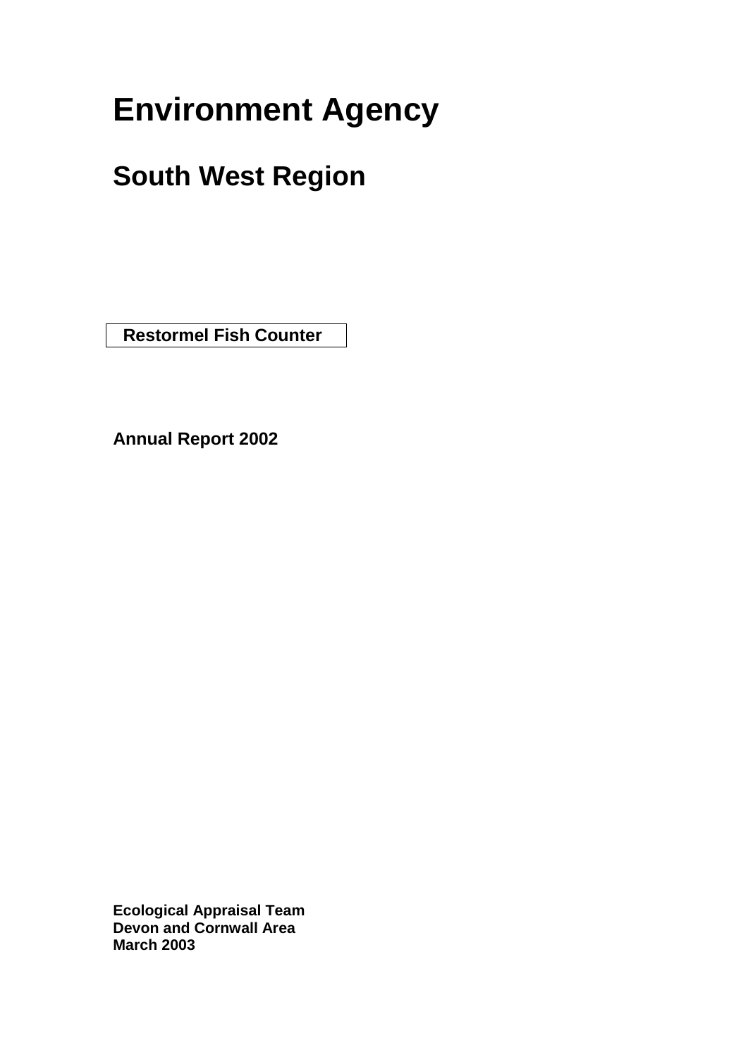# Environment Agency

## South West Region

**Restormel Fish Counter**

**Annual Report 2002**

**Ecological Appraisal Team**
**Devon and Cornwall Area**
**March 2003**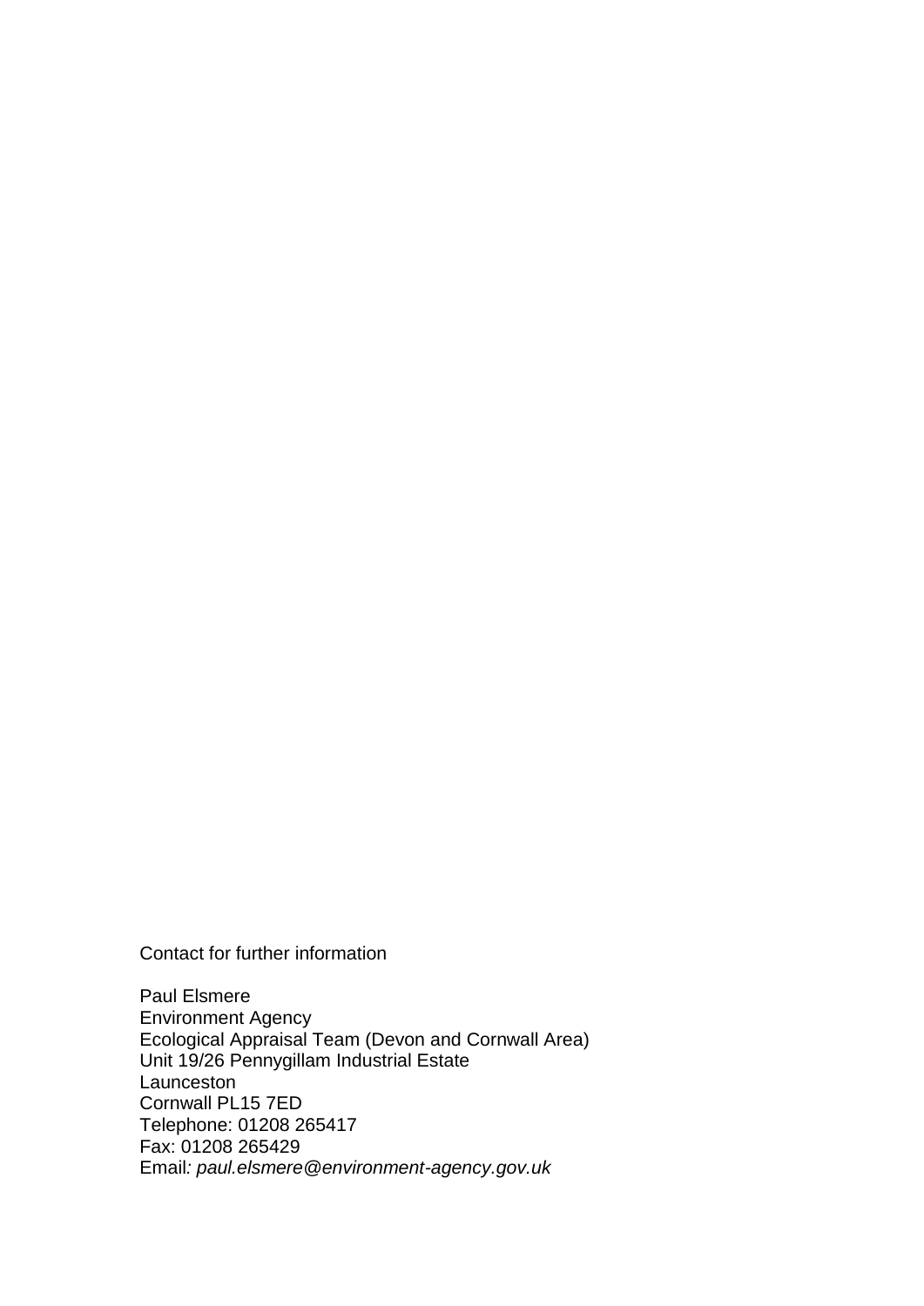Contact for further information

Paul Elsmere
Environment Agency
Ecological Appraisal Team (Devon and Cornwall Area)
Unit 19/26 Pennygillam Industrial Estate
Launceston
Cornwall PL15 7ED
Telephone: 01208 265417
Fax: 01208 265429
Email*: paul.elsmere@environment-agency.gov.uk*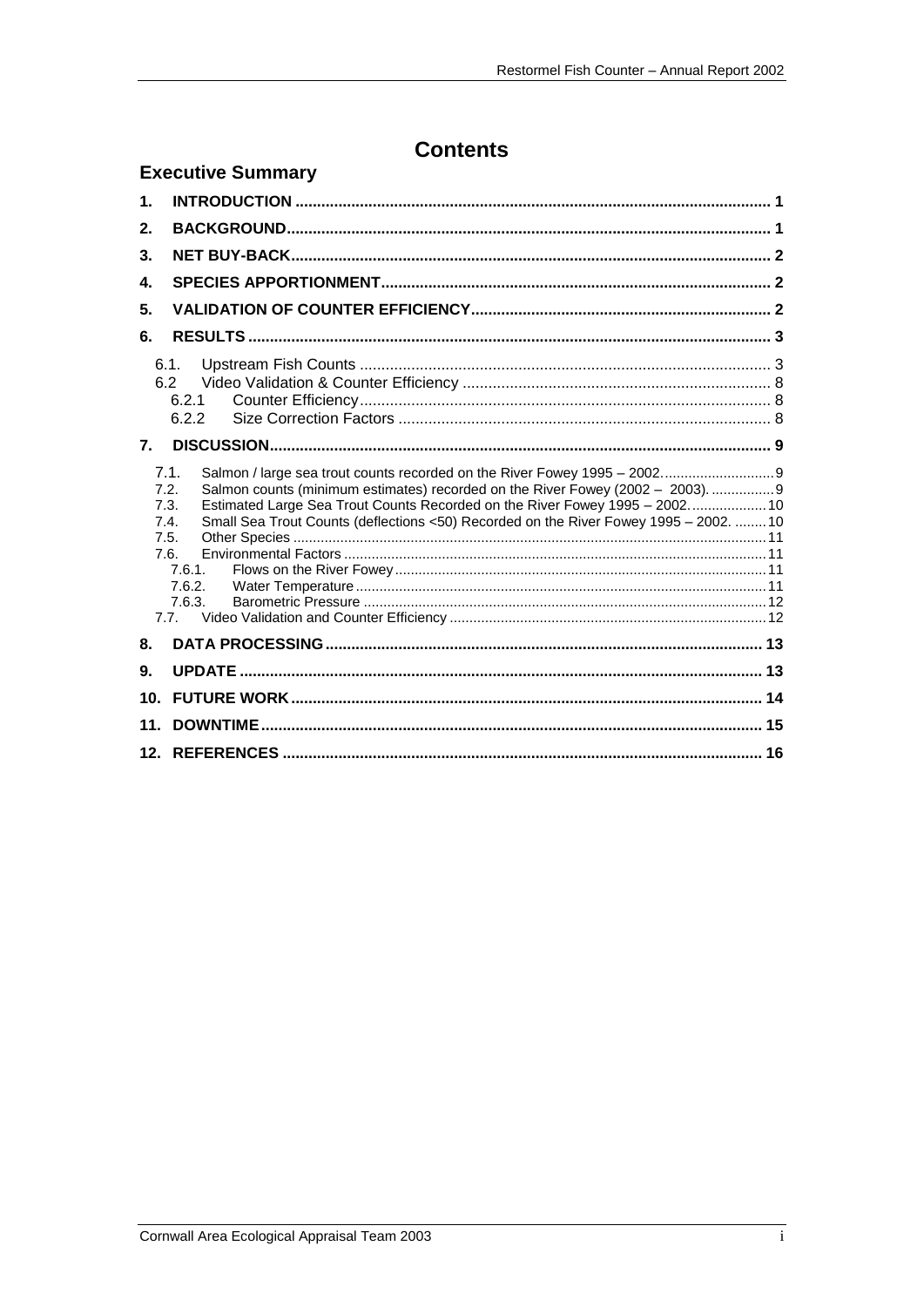# Contents

## Executive Summary

1. INTRODUCTION ..... 1
2. BACKGROUND ..... 1
3. NET BUY-BACK ..... 2
4. SPECIES APPORTIONMENT ..... 2
5. VALIDATION OF COUNTER EFFICIENCY ..... 2
6. RESULTS ..... 3
   - 6.1. Upstream Fish Counts ..... 3
   - 6.2 Video Validation & Counter Efficiency ..... 8
     - 6.2.1 Counter Efficiency ..... 8
     - 6.2.2 Size Correction Factors ..... 8
7. DISCUSSION ..... 9
   - 7.1. Salmon / large sea trout counts recorded on the River Fowey 1995 – 2002 ..... 9
   - 7.2. Salmon counts (minimum estimates) recorded on the River Fowey (2002 – 2003) ..... 9
   - 7.3. Estimated Large Sea Trout Counts Recorded on the River Fowey 1995 – 2002 ..... 10
   - 7.4. Small Sea Trout Counts (deflections <50) Recorded on the River Fowey 1995 – 2002 ..... 10
   - 7.5. Other Species ..... 11
   - 7.6. Environmental Factors ..... 11
     - 7.6.1. Flows on the River Fowey ..... 11
     - 7.6.2. Water Temperature ..... 11
     - 7.6.3. Barometric Pressure ..... 12
   - 7.7. Video Validation and Counter Efficiency ..... 12
8. DATA PROCESSING ..... 13
9. UPDATE ..... 13
10. FUTURE WORK ..... 14
11. DOWNTIME ..... 15
12. REFERENCES ..... 16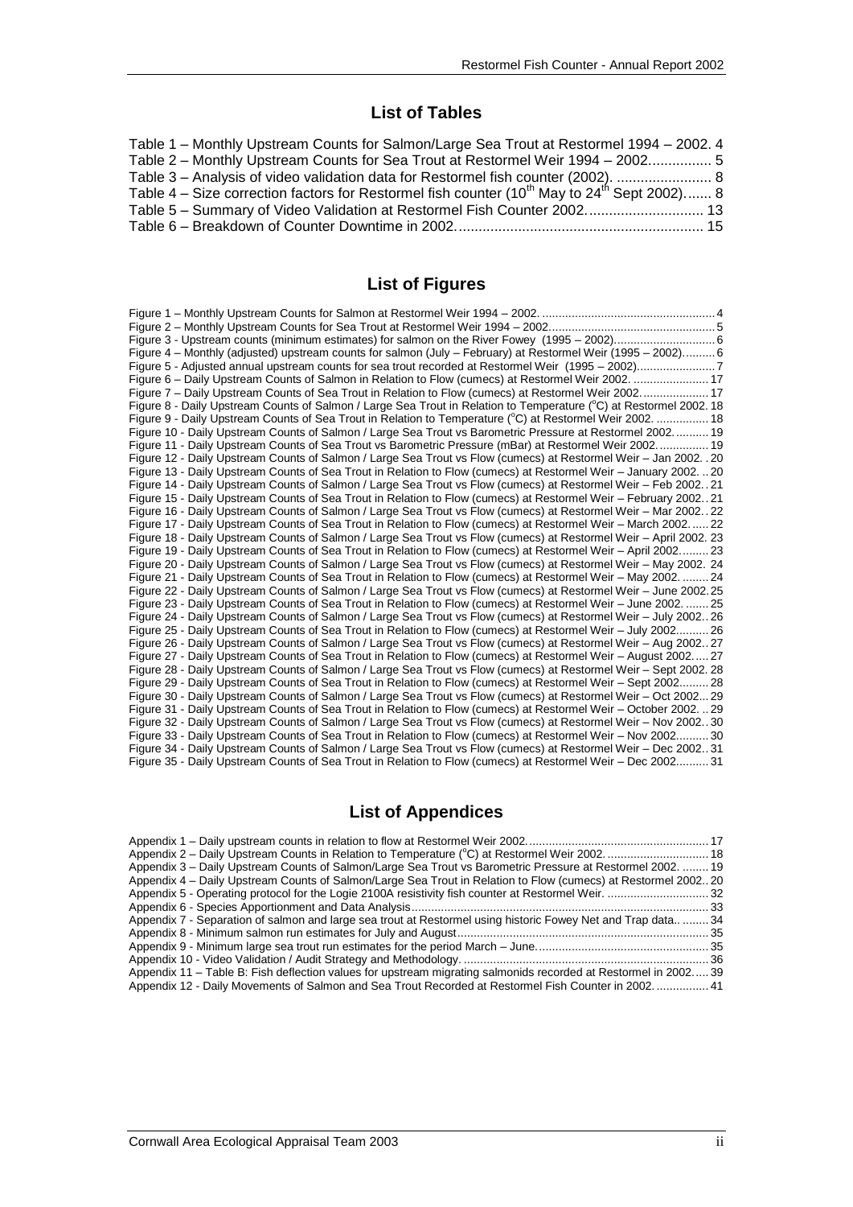## List of Tables

Table 1 – Monthly Upstream Counts for Salmon/Large Sea Trout at Restormel 1994 – 2002. 4
Table 2 – Monthly Upstream Counts for Sea Trout at Restormel Weir 1994 – 2002................ 5
Table 3 – Analysis of video validation data for Restormel fish counter (2002). ........................ 8
Table 4 – Size correction factors for Restormel fish counter (10th May to 24th Sept 2002)....... 8
Table 5 – Summary of Video Validation at Restormel Fish Counter 2002............................. 13
Table 6 – Breakdown of Counter Downtime in 2002.............................................................. 15

## List of Figures

Figure 1 – Monthly Upstream Counts for Salmon at Restormel Weir 1994 – 2002. ..................................................... 4
Figure 2 – Monthly Upstream Counts for Sea Trout at Restormel Weir 1994 – 2002.................................................. 5
Figure 3 - Upstream counts (minimum estimates) for salmon on the River Fowey (1995 – 2002).............................. 6
Figure 4 – Monthly (adjusted) upstream counts for salmon (July – February) at Restormel Weir (1995 – 2002).......... 6
Figure 5 - Adjusted annual upstream counts for sea trout recorded at Restormel Weir (1995 – 2002)........................ 7
Figure 6 – Daily Upstream Counts of Salmon in Relation to Flow (cumecs) at Restormel Weir 2002. ....................... 17
Figure 7 – Daily Upstream Counts of Sea Trout in Relation to Flow (cumecs) at Restormel Weir 2002..................... 17
Figure 8 - Daily Upstream Counts of Salmon / Large Sea Trout in Relation to Temperature (°C) at Restormel 2002. 18
Figure 9 - Daily Upstream Counts of Sea Trout in Relation to Temperature (°C) at Restormel Weir 2002. ................ 18
Figure 10 - Daily Upstream Counts of Salmon / Large Sea Trout vs Barometric Pressure at Restormel 2002........... 19
Figure 11 - Daily Upstream Counts of Sea Trout vs Barometric Pressure (mBar) at Restormel Weir 2002................ 19
Figure 12 - Daily Upstream Counts of Salmon / Large Sea Trout vs Flow (cumecs) at Restormel Weir – Jan 2002. . 20
Figure 13 - Daily Upstream Counts of Sea Trout in Relation to Flow (cumecs) at Restormel Weir – January 2002. .. 20
Figure 14 - Daily Upstream Counts of Salmon / Large Sea Trout vs Flow (cumecs) at Restormel Weir – Feb 2002.. 21
Figure 15 - Daily Upstream Counts of Sea Trout in Relation to Flow (cumecs) at Restormel Weir – February 2002.. 21
Figure 16 - Daily Upstream Counts of Salmon / Large Sea Trout vs Flow (cumecs) at Restormel Weir – Mar 2002.. 22
Figure 17 - Daily Upstream Counts of Sea Trout in Relation to Flow (cumecs) at Restormel Weir – March 2002...... 22
Figure 18 - Daily Upstream Counts of Salmon / Large Sea Trout vs Flow (cumecs) at Restormel Weir – April 2002. 23
Figure 19 - Daily Upstream Counts of Sea Trout in Relation to Flow (cumecs) at Restormel Weir – April 2002......... 23
Figure 20 - Daily Upstream Counts of Salmon / Large Sea Trout vs Flow (cumecs) at Restormel Weir – May 2002. 24
Figure 21 - Daily Upstream Counts of Sea Trout in Relation to Flow (cumecs) at Restormel Weir – May 2002. ........ 24
Figure 22 - Daily Upstream Counts of Salmon / Large Sea Trout vs Flow (cumecs) at Restormel Weir – June 2002. 25
Figure 23 - Daily Upstream Counts of Sea Trout in Relation to Flow (cumecs) at Restormel Weir – June 2002. ....... 25
Figure 24 - Daily Upstream Counts of Salmon / Large Sea Trout vs Flow (cumecs) at Restormel Weir – July 2002.. 26
Figure 25 - Daily Upstream Counts of Sea Trout in Relation to Flow (cumecs) at Restormel Weir – July 2002.......... 26
Figure 26 - Daily Upstream Counts of Salmon / Large Sea Trout vs Flow (cumecs) at Restormel Weir – Aug 2002.. 27
Figure 27 - Daily Upstream Counts of Sea Trout in Relation to Flow (cumecs) at Restormel Weir – August 2002..... 27
Figure 28 - Daily Upstream Counts of Salmon / Large Sea Trout vs Flow (cumecs) at Restormel Weir – Sept 2002. 28
Figure 29 - Daily Upstream Counts of Sea Trout in Relation to Flow (cumecs) at Restormel Weir – Sept 2002......... 28
Figure 30 - Daily Upstream Counts of Salmon / Large Sea Trout vs Flow (cumecs) at Restormel Weir – Oct 2002... 29
Figure 31 - Daily Upstream Counts of Sea Trout in Relation to Flow (cumecs) at Restormel Weir – October 2002. .. 29
Figure 32 - Daily Upstream Counts of Salmon / Large Sea Trout vs Flow (cumecs) at Restormel Weir – Nov 2002.. 30
Figure 33 - Daily Upstream Counts of Sea Trout in Relation to Flow (cumecs) at Restormel Weir – Nov 2002.......... 30
Figure 34 - Daily Upstream Counts of Salmon / Large Sea Trout vs Flow (cumecs) at Restormel Weir – Dec 2002.. 31
Figure 35 - Daily Upstream Counts of Sea Trout in Relation to Flow (cumecs) at Restormel Weir – Dec 2002.......... 31

## List of Appendices

Appendix 1 – Daily upstream counts in relation to flow at Restormel Weir 2002........................................................ 17
Appendix 2 – Daily Upstream Counts in Relation to Temperature (°C) at Restormel Weir 2002. ............................... 18
Appendix 3 – Daily Upstream Counts of Salmon/Large Sea Trout vs Barometric Pressure at Restormel 2002. ........ 19
Appendix 4 – Daily Upstream Counts of Salmon/Large Sea Trout in Relation to Flow (cumecs) at Restormel 2002.. 20
Appendix 5 - Operating protocol for the Logie 2100A resistivity fish counter at Restormel Weir. ............................... 32
Appendix 6 - Species Apportionment and Data Analysis........................................................................................... 33
Appendix 7 - Separation of salmon and large sea trout at Restormel using historic Fowey Net and Trap data.. ........ 34
Appendix 8 - Minimum salmon run estimates for July and August............................................................................ 35
Appendix 9 - Minimum large sea trout run estimates for the period March – June.................................................... 35
Appendix 10 - Video Validation / Audit Strategy and Methodology. ........................................................................... 36
Appendix 11 – Table B: Fish deflection values for upstream migrating salmonids recorded at Restormel in 2002..... 39
Appendix 12 - Daily Movements of Salmon and Sea Trout Recorded at Restormel Fish Counter in 2002. ................ 41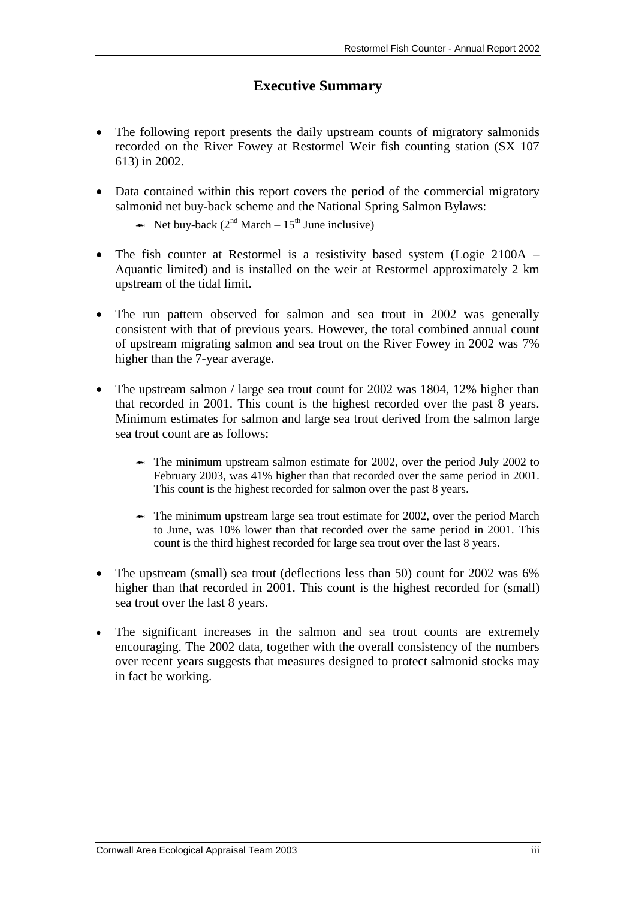## Executive Summary

- The following report presents the daily upstream counts of migratory salmonids recorded on the River Fowey at Restormel Weir fish counting station (SX 107 613) in 2002.
- Data contained within this report covers the period of the commercial migratory salmonid net buy-back scheme and the National Spring Salmon Bylaws:
  - Net buy-back (2nd March – 15th June inclusive)
- The fish counter at Restormel is a resistivity based system (Logie 2100A – Aquantic limited) and is installed on the weir at Restormel approximately 2 km upstream of the tidal limit.
- The run pattern observed for salmon and sea trout in 2002 was generally consistent with that of previous years. However, the total combined annual count of upstream migrating salmon and sea trout on the River Fowey in 2002 was 7% higher than the 7-year average.
- The upstream salmon / large sea trout count for 2002 was 1804, 12% higher than that recorded in 2001. This count is the highest recorded over the past 8 years. Minimum estimates for salmon and large sea trout derived from the salmon large sea trout count are as follows:
  - The minimum upstream salmon estimate for 2002, over the period July 2002 to February 2003, was 41% higher than that recorded over the same period in 2001. This count is the highest recorded for salmon over the past 8 years.
  - The minimum upstream large sea trout estimate for 2002, over the period March to June, was 10% lower than that recorded over the same period in 2001. This count is the third highest recorded for large sea trout over the last 8 years.
- The upstream (small) sea trout (deflections less than 50) count for 2002 was 6% higher than that recorded in 2001. This count is the highest recorded for (small) sea trout over the last 8 years.
- The significant increases in the salmon and sea trout counts are extremely encouraging. The 2002 data, together with the overall consistency of the numbers over recent years suggests that measures designed to protect salmonid stocks may in fact be working.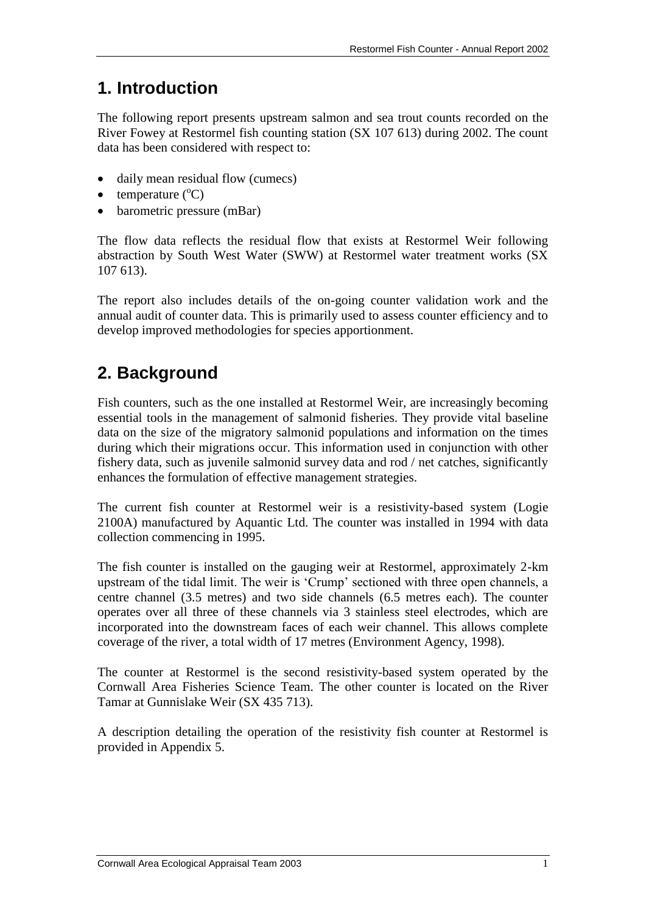# 1. Introduction

The following report presents upstream salmon and sea trout counts recorded on the River Fowey at Restormel fish counting station (SX 107 613) during 2002. The count data has been considered with respect to:

- daily mean residual flow (cumecs)
- temperature ($^{o}$C)
- barometric pressure (mBar)

The flow data reflects the residual flow that exists at Restormel Weir following abstraction by South West Water (SWW) at Restormel water treatment works (SX 107 613).

The report also includes details of the on-going counter validation work and the annual audit of counter data. This is primarily used to assess counter efficiency and to develop improved methodologies for species apportionment.

# 2. Background

Fish counters, such as the one installed at Restormel Weir, are increasingly becoming essential tools in the management of salmonid fisheries. They provide vital baseline data on the size of the migratory salmonid populations and information on the times during which their migrations occur. This information used in conjunction with other fishery data, such as juvenile salmonid survey data and rod / net catches, significantly enhances the formulation of effective management strategies.

The current fish counter at Restormel weir is a resistivity-based system (Logie 2100A) manufactured by Aquantic Ltd. The counter was installed in 1994 with data collection commencing in 1995.

The fish counter is installed on the gauging weir at Restormel, approximately 2-km upstream of the tidal limit. The weir is 'Crump' sectioned with three open channels, a centre channel (3.5 metres) and two side channels (6.5 metres each). The counter operates over all three of these channels via 3 stainless steel electrodes, which are incorporated into the downstream faces of each weir channel. This allows complete coverage of the river, a total width of 17 metres (Environment Agency, 1998).

The counter at Restormel is the second resistivity-based system operated by the Cornwall Area Fisheries Science Team. The other counter is located on the River Tamar at Gunnislake Weir (SX 435 713).

A description detailing the operation of the resistivity fish counter at Restormel is provided in Appendix 5.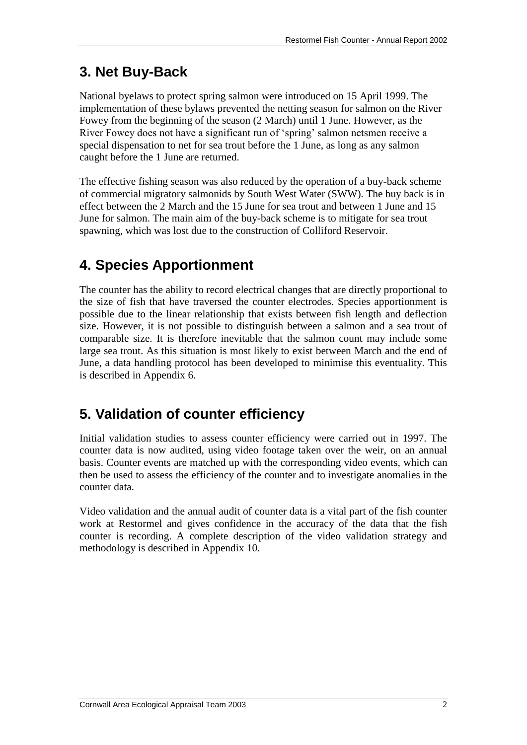## 3. Net Buy-Back

National byelaws to protect spring salmon were introduced on 15 April 1999. The implementation of these bylaws prevented the netting season for salmon on the River Fowey from the beginning of the season (2 March) until 1 June. However, as the River Fowey does not have a significant run of 'spring' salmon netsmen receive a special dispensation to net for sea trout before the 1 June, as long as any salmon caught before the 1 June are returned.

The effective fishing season was also reduced by the operation of a buy-back scheme of commercial migratory salmonids by South West Water (SWW). The buy back is in effect between the 2 March and the 15 June for sea trout and between 1 June and 15 June for salmon. The main aim of the buy-back scheme is to mitigate for sea trout spawning, which was lost due to the construction of Colliford Reservoir.

## 4. Species Apportionment

The counter has the ability to record electrical changes that are directly proportional to the size of fish that have traversed the counter electrodes. Species apportionment is possible due to the linear relationship that exists between fish length and deflection size. However, it is not possible to distinguish between a salmon and a sea trout of comparable size. It is therefore inevitable that the salmon count may include some large sea trout. As this situation is most likely to exist between March and the end of June, a data handling protocol has been developed to minimise this eventuality. This is described in Appendix 6.

## 5. Validation of counter efficiency

Initial validation studies to assess counter efficiency were carried out in 1997. The counter data is now audited, using video footage taken over the weir, on an annual basis. Counter events are matched up with the corresponding video events, which can then be used to assess the efficiency of the counter and to investigate anomalies in the counter data.

Video validation and the annual audit of counter data is a vital part of the fish counter work at Restormel and gives confidence in the accuracy of the data that the fish counter is recording. A complete description of the video validation strategy and methodology is described in Appendix 10.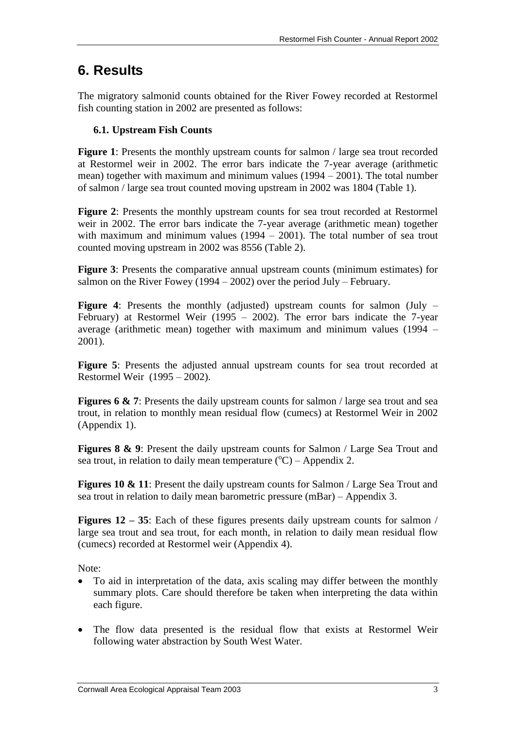# 6. Results

The migratory salmonid counts obtained for the River Fowey recorded at Restormel fish counting station in 2002 are presented as follows:

## 6.1. Upstream Fish Counts

**Figure 1**: Presents the monthly upstream counts for salmon / large sea trout recorded at Restormel weir in 2002. The error bars indicate the 7-year average (arithmetic mean) together with maximum and minimum values (1994 – 2001). The total number of salmon / large sea trout counted moving upstream in 2002 was 1804 (Table 1).

**Figure 2**: Presents the monthly upstream counts for sea trout recorded at Restormel weir in 2002. The error bars indicate the 7-year average (arithmetic mean) together with maximum and minimum values (1994 – 2001). The total number of sea trout counted moving upstream in 2002 was 8556 (Table 2).

**Figure 3**: Presents the comparative annual upstream counts (minimum estimates) for salmon on the River Fowey (1994 – 2002) over the period July – February.

**Figure 4**: Presents the monthly (adjusted) upstream counts for salmon (July – February) at Restormel Weir (1995 – 2002). The error bars indicate the 7-year average (arithmetic mean) together with maximum and minimum values (1994 – 2001).

**Figure 5**: Presents the adjusted annual upstream counts for sea trout recorded at Restormel Weir (1995 – 2002).

**Figures 6 & 7**: Presents the daily upstream counts for salmon / large sea trout and sea trout, in relation to monthly mean residual flow (cumecs) at Restormel Weir in 2002 (Appendix 1).

**Figures 8 & 9**: Present the daily upstream counts for Salmon / Large Sea Trout and sea trout, in relation to daily mean temperature ($^{o}$C) – Appendix 2.

**Figures 10 & 11**: Present the daily upstream counts for Salmon / Large Sea Trout and sea trout in relation to daily mean barometric pressure (mBar) – Appendix 3.

**Figures 12 – 35**: Each of these figures presents daily upstream counts for salmon / large sea trout and sea trout, for each month, in relation to daily mean residual flow (cumecs) recorded at Restormel weir (Appendix 4).

Note:

- To aid in interpretation of the data, axis scaling may differ between the monthly summary plots. Care should therefore be taken when interpreting the data within each figure.
- The flow data presented is the residual flow that exists at Restormel Weir following water abstraction by South West Water.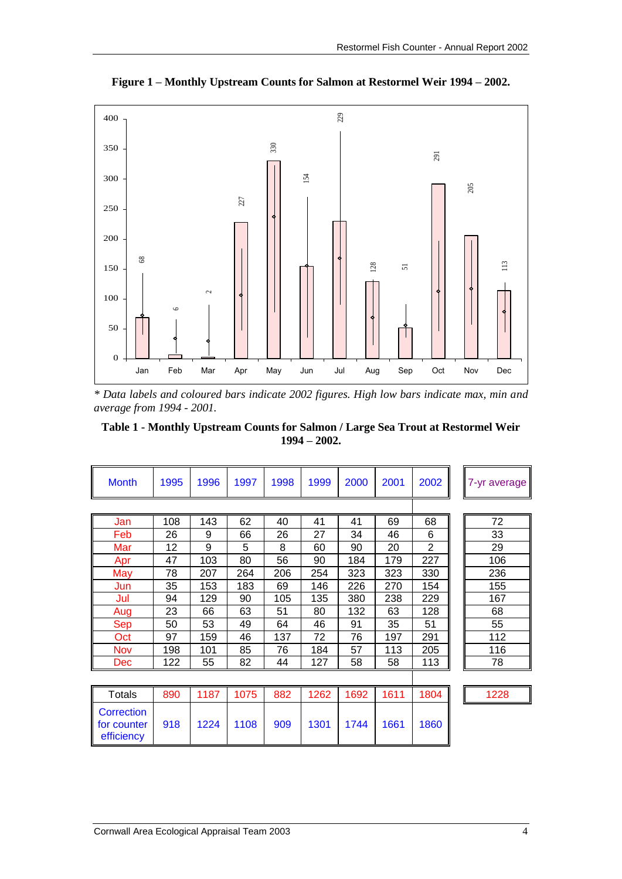**Figure 1 – Monthly Upstream Counts for Salmon at Restormel Weir 1994 – 2002.**

*\* Data labels and coloured bars indicate 2002 figures. High low bars indicate max, min and average from 1994 - 2001.*

**Table 1 - Monthly Upstream Counts for Salmon / Large Sea Trout at Restormel Weir 1994 – 2002.**

| Month | 1995 | 1996 | 1997 | 1998 | 1999 | 2000 | 2001 | 2002 | 7-yr average |
|---|---|---|---|---|---|---|---|---|---|
| Jan | 108 | 143 | 62 | 40 | 41 | 41 | 69 | 68 | 72 |
| Feb | 26 | 9 | 66 | 26 | 27 | 34 | 46 | 6 | 33 |
| Mar | 12 | 9 | 5 | 8 | 60 | 90 | 20 | 2 | 29 |
| Apr | 47 | 103 | 80 | 56 | 90 | 184 | 179 | 227 | 106 |
| May | 78 | 207 | 264 | 206 | 254 | 323 | 323 | 330 | 236 |
| Jun | 35 | 153 | 183 | 69 | 146 | 226 | 270 | 154 | 155 |
| Jul | 94 | 129 | 90 | 105 | 135 | 380 | 238 | 229 | 167 |
| Aug | 23 | 66 | 63 | 51 | 80 | 132 | 63 | 128 | 68 |
| Sep | 50 | 53 | 49 | 64 | 46 | 91 | 35 | 51 | 55 |
| Oct | 97 | 159 | 46 | 137 | 72 | 76 | 197 | 291 | 112 |
| Nov | 198 | 101 | 85 | 76 | 184 | 57 | 113 | 205 | 116 |
| Dec | 122 | 55 | 82 | 44 | 127 | 58 | 58 | 113 | 78 |
| Totals | 890 | 1187 | 1075 | 882 | 1262 | 1692 | 1611 | 1804 | 1228 |
| Correction for counter efficiency | 918 | 1224 | 1108 | 909 | 1301 | 1744 | 1661 | 1860 | |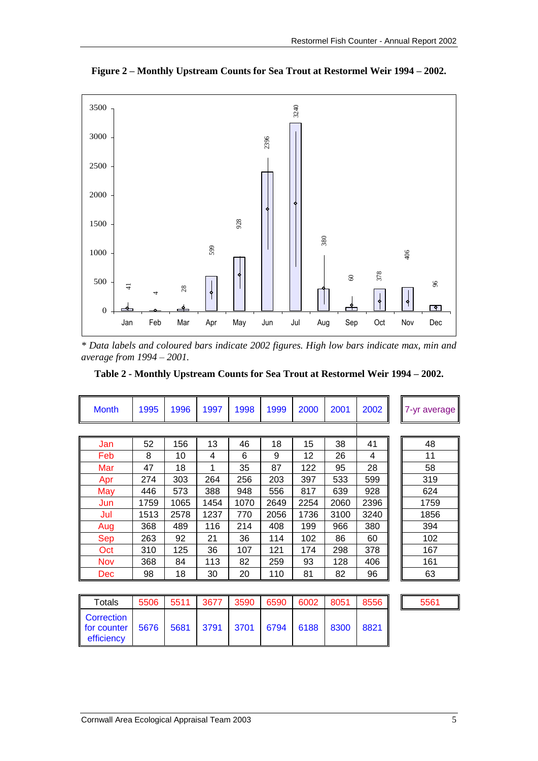**Figure 2 – Monthly Upstream Counts for Sea Trout at Restormel Weir 1994 – 2002.**

*\* Data labels and coloured bars indicate 2002 figures. High low bars indicate max, min and average from 1994 – 2001.*

**Table 2 - Monthly Upstream Counts for Sea Trout at Restormel Weir 1994 – 2002.**

| Month | 1995 | 1996 | 1997 | 1998 | 1999 | 2000 | 2001 | 2002 | 7-yr average |
|---|---|---|---|---|---|---|---|---|---|
| Jan | 52 | 156 | 13 | 46 | 18 | 15 | 38 | 41 | 48 |
| Feb | 8 | 10 | 4 | 6 | 9 | 12 | 26 | 4 | 11 |
| Mar | 47 | 18 | 1 | 35 | 87 | 122 | 95 | 28 | 58 |
| Apr | 274 | 303 | 264 | 256 | 203 | 397 | 533 | 599 | 319 |
| May | 446 | 573 | 388 | 948 | 556 | 817 | 639 | 928 | 624 |
| Jun | 1759 | 1065 | 1454 | 1070 | 2649 | 2254 | 2060 | 2396 | 1759 |
| Jul | 1513 | 2578 | 1237 | 770 | 2056 | 1736 | 3100 | 3240 | 1856 |
| Aug | 368 | 489 | 116 | 214 | 408 | 199 | 966 | 380 | 394 |
| Sep | 263 | 92 | 21 | 36 | 114 | 102 | 86 | 60 | 102 |
| Oct | 310 | 125 | 36 | 107 | 121 | 174 | 298 | 378 | 167 |
| Nov | 368 | 84 | 113 | 82 | 259 | 93 | 128 | 406 | 161 |
| Dec | 98 | 18 | 30 | 20 | 110 | 81 | 82 | 96 | 63 |
| Totals | 5506 | 5511 | 3677 | 3590 | 6590 | 6002 | 8051 | 8556 | 5561 |
| Correction for counter efficiency | 5676 | 5681 | 3791 | 3701 | 6794 | 6188 | 8300 | 8821 | |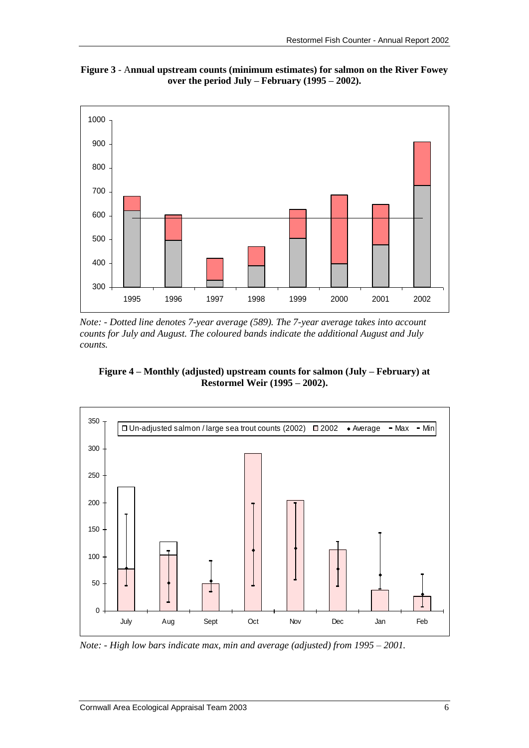**Figure 3** - **Annual upstream counts (minimum estimates) for salmon on the River Fowey over the period July – February (1995 – 2002).**

*Note: - Dotted line denotes 7-year average (589). The 7-year average takes into account counts for July and August. The coloured bands indicate the additional August and July counts.*

**Figure 4 – Monthly (adjusted) upstream counts for salmon (July – February) at Restormel Weir (1995 – 2002).**

*Note: - High low bars indicate max, min and average (adjusted) from 1995 – 2001.*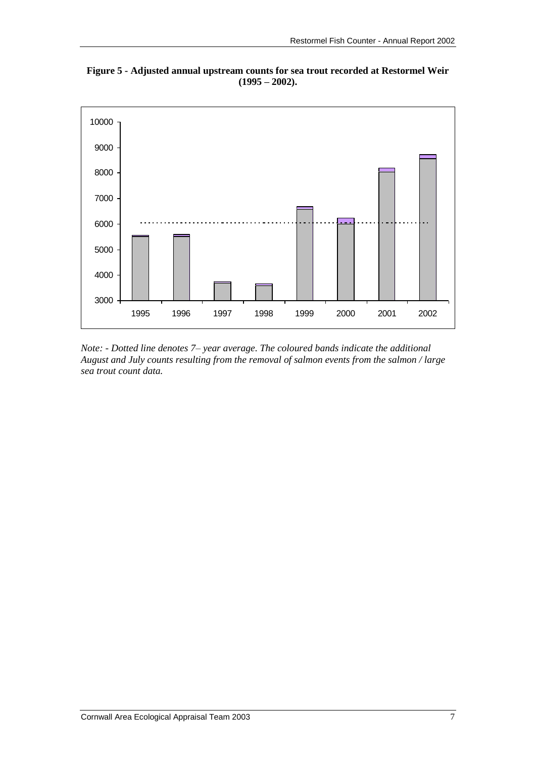**Figure 5 - Adjusted annual upstream counts for sea trout recorded at Restormel Weir (1995 – 2002).**

*Note: - Dotted line denotes 7– year average. The coloured bands indicate the additional August and July counts resulting from the removal of salmon events from the salmon / large sea trout count data.*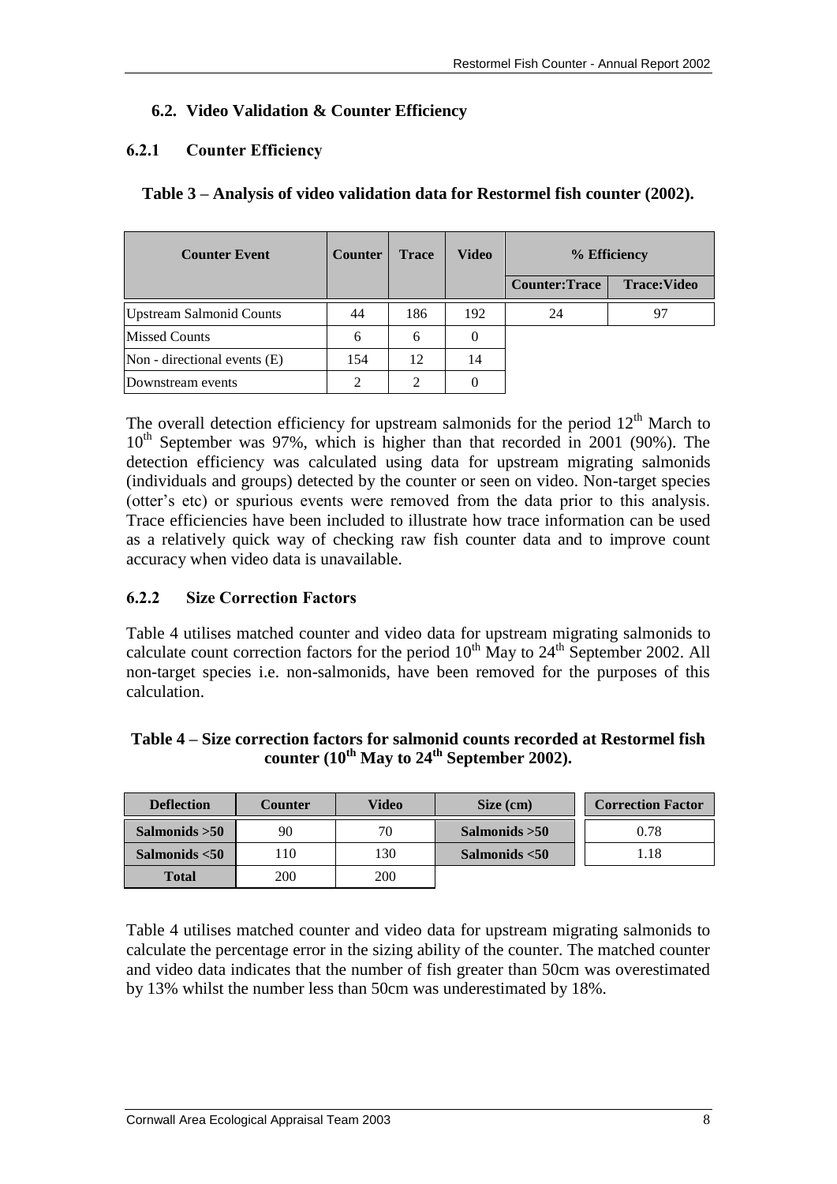## 6.2. Video Validation & Counter Efficiency

### 6.2.1 Counter Efficiency

**Table 3 – Analysis of video validation data for Restormel fish counter (2002).**

| Counter Event | Counter | Trace | Video | % Efficiency | |
|---|---|---|---|---|---|
| | | | | Counter:Trace | Trace:Video |
| Upstream Salmonid Counts | 44 | 186 | 192 | 24 | 97 |
| Missed Counts | 6 | 6 | 0 | | |
| Non - directional events (E) | 154 | 12 | 14 | | |
| Downstream events | 2 | 2 | 0 | | |

The overall detection efficiency for upstream salmonids for the period 12th March to 10th September was 97%, which is higher than that recorded in 2001 (90%). The detection efficiency was calculated using data for upstream migrating salmonids (individuals and groups) detected by the counter or seen on video. Non-target species (otter's etc) or spurious events were removed from the data prior to this analysis. Trace efficiencies have been included to illustrate how trace information can be used as a relatively quick way of checking raw fish counter data and to improve count accuracy when video data is unavailable.

### 6.2.2 Size Correction Factors

Table 4 utilises matched counter and video data for upstream migrating salmonids to calculate count correction factors for the period 10th May to 24th September 2002. All non-target species i.e. non-salmonids, have been removed for the purposes of this calculation.

**Table 4 – Size correction factors for salmonid counts recorded at Restormel fish counter (10th May to 24th September 2002).**

| Deflection | Counter | Video | Size (cm) | Correction Factor |
|---|---|---|---|---|
| **Salmonids >50** | 90 | 70 | **Salmonids >50** | 0.78 |
| **Salmonids <50** | 110 | 130 | **Salmonids <50** | 1.18 |
| **Total** | 200 | 200 | | |

Table 4 utilises matched counter and video data for upstream migrating salmonids to calculate the percentage error in the sizing ability of the counter. The matched counter and video data indicates that the number of fish greater than 50cm was overestimated by 13% whilst the number less than 50cm was underestimated by 18%.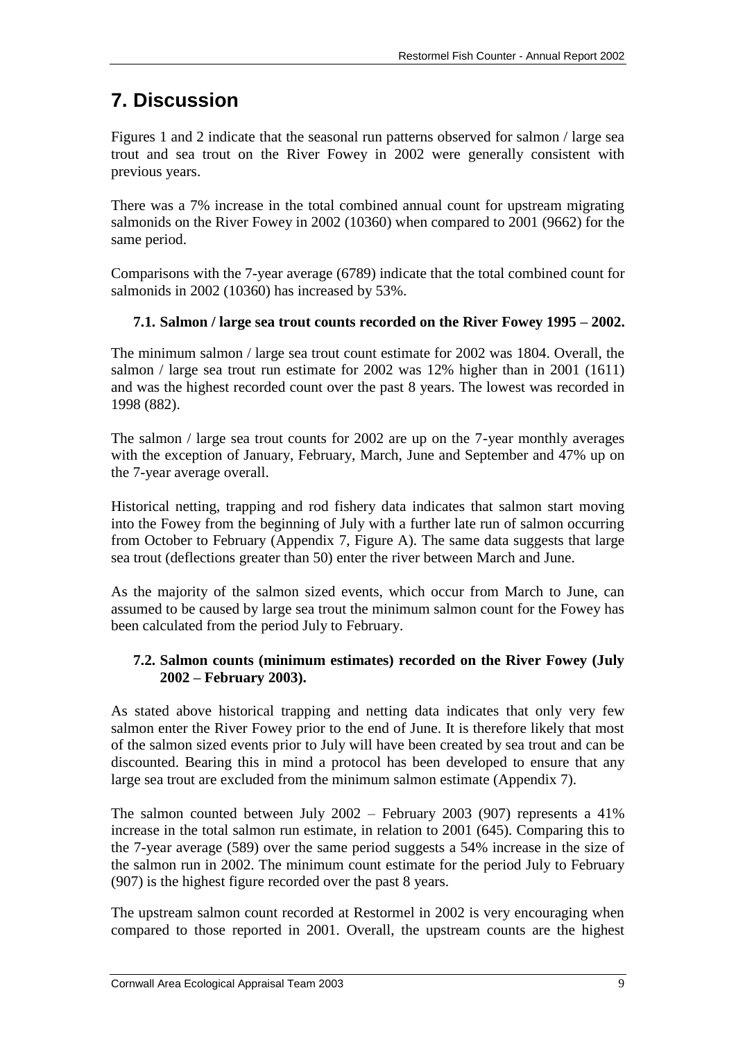# 7. Discussion

Figures 1 and 2 indicate that the seasonal run patterns observed for salmon / large sea trout and sea trout on the River Fowey in 2002 were generally consistent with previous years.

There was a 7% increase in the total combined annual count for upstream migrating salmonids on the River Fowey in 2002 (10360) when compared to 2001 (9662) for the same period.

Comparisons with the 7-year average (6789) indicate that the total combined count for salmonids in 2002 (10360) has increased by 53%.

## 7.1. Salmon / large sea trout counts recorded on the River Fowey 1995 – 2002.

The minimum salmon / large sea trout count estimate for 2002 was 1804. Overall, the salmon / large sea trout run estimate for 2002 was 12% higher than in 2001 (1611) and was the highest recorded count over the past 8 years. The lowest was recorded in 1998 (882).

The salmon / large sea trout counts for 2002 are up on the 7-year monthly averages with the exception of January, February, March, June and September and 47% up on the 7-year average overall.

Historical netting, trapping and rod fishery data indicates that salmon start moving into the Fowey from the beginning of July with a further late run of salmon occurring from October to February (Appendix 7, Figure A). The same data suggests that large sea trout (deflections greater than 50) enter the river between March and June.

As the majority of the salmon sized events, which occur from March to June, can assumed to be caused by large sea trout the minimum salmon count for the Fowey has been calculated from the period July to February.

## 7.2. Salmon counts (minimum estimates) recorded on the River Fowey (July 2002 – February 2003).

As stated above historical trapping and netting data indicates that only very few salmon enter the River Fowey prior to the end of June. It is therefore likely that most of the salmon sized events prior to July will have been created by sea trout and can be discounted. Bearing this in mind a protocol has been developed to ensure that any large sea trout are excluded from the minimum salmon estimate (Appendix 7).

The salmon counted between July 2002 – February 2003 (907) represents a 41% increase in the total salmon run estimate, in relation to 2001 (645). Comparing this to the 7-year average (589) over the same period suggests a 54% increase in the size of the salmon run in 2002. The minimum count estimate for the period July to February (907) is the highest figure recorded over the past 8 years.

The upstream salmon count recorded at Restormel in 2002 is very encouraging when compared to those reported in 2001. Overall, the upstream counts are the highest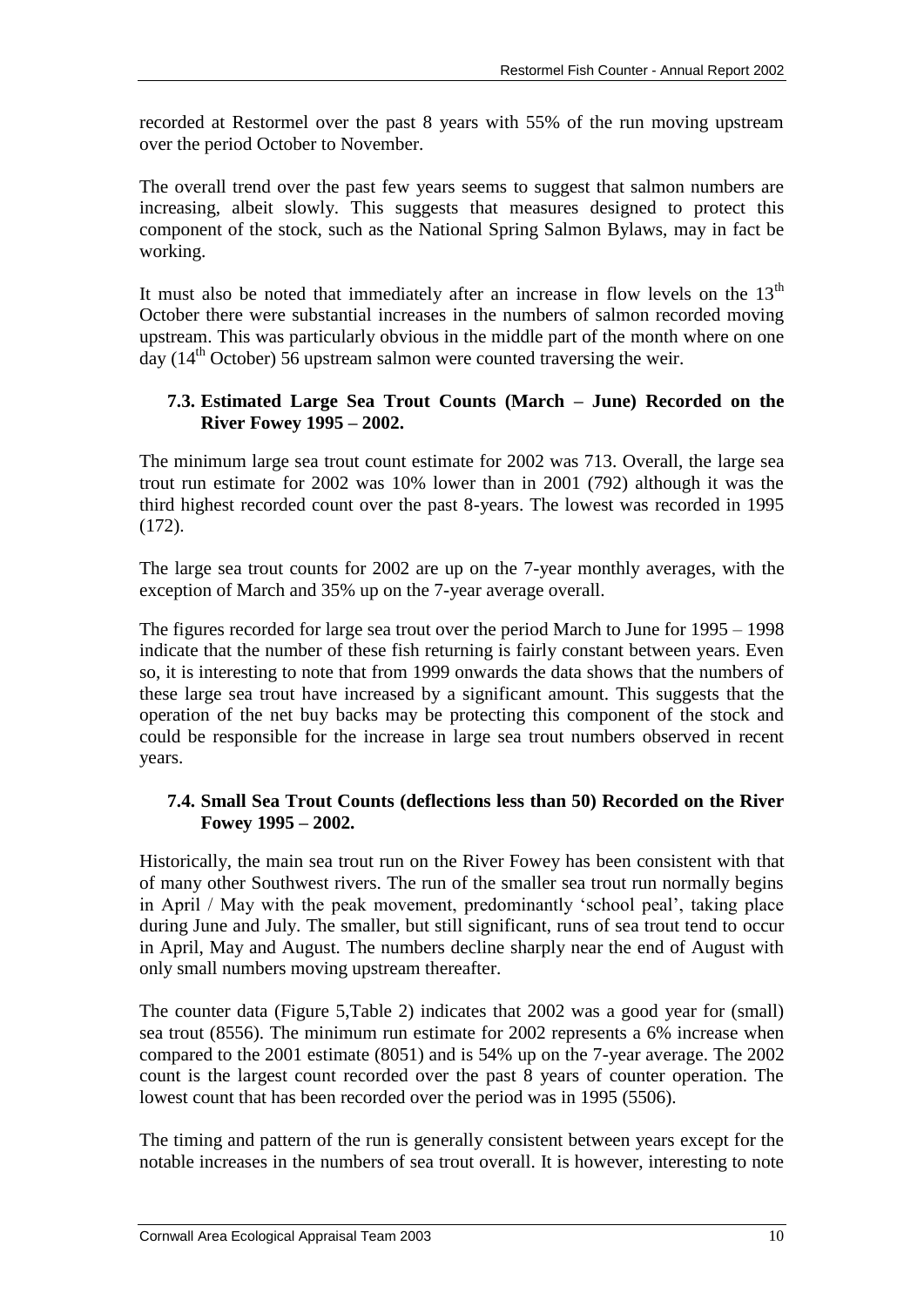recorded at Restormel over the past 8 years with 55% of the run moving upstream over the period October to November.

The overall trend over the past few years seems to suggest that salmon numbers are increasing, albeit slowly. This suggests that measures designed to protect this component of the stock, such as the National Spring Salmon Bylaws, may in fact be working.

It must also be noted that immediately after an increase in flow levels on the 13th October there were substantial increases in the numbers of salmon recorded moving upstream. This was particularly obvious in the middle part of the month where on one day (14th October) 56 upstream salmon were counted traversing the weir.

### 7.3. Estimated Large Sea Trout Counts (March – June) Recorded on the River Fowey 1995 – 2002.

The minimum large sea trout count estimate for 2002 was 713. Overall, the large sea trout run estimate for 2002 was 10% lower than in 2001 (792) although it was the third highest recorded count over the past 8-years. The lowest was recorded in 1995 (172).

The large sea trout counts for 2002 are up on the 7-year monthly averages, with the exception of March and 35% up on the 7-year average overall.

The figures recorded for large sea trout over the period March to June for 1995 – 1998 indicate that the number of these fish returning is fairly constant between years. Even so, it is interesting to note that from 1999 onwards the data shows that the numbers of these large sea trout have increased by a significant amount. This suggests that the operation of the net buy backs may be protecting this component of the stock and could be responsible for the increase in large sea trout numbers observed in recent years.

### 7.4. Small Sea Trout Counts (deflections less than 50) Recorded on the River Fowey 1995 – 2002.

Historically, the main sea trout run on the River Fowey has been consistent with that of many other Southwest rivers. The run of the smaller sea trout run normally begins in April / May with the peak movement, predominantly 'school peal', taking place during June and July. The smaller, but still significant, runs of sea trout tend to occur in April, May and August. The numbers decline sharply near the end of August with only small numbers moving upstream thereafter.

The counter data (Figure 5,Table 2) indicates that 2002 was a good year for (small) sea trout (8556). The minimum run estimate for 2002 represents a 6% increase when compared to the 2001 estimate (8051) and is 54% up on the 7-year average. The 2002 count is the largest count recorded over the past 8 years of counter operation. The lowest count that has been recorded over the period was in 1995 (5506).

The timing and pattern of the run is generally consistent between years except for the notable increases in the numbers of sea trout overall. It is however, interesting to note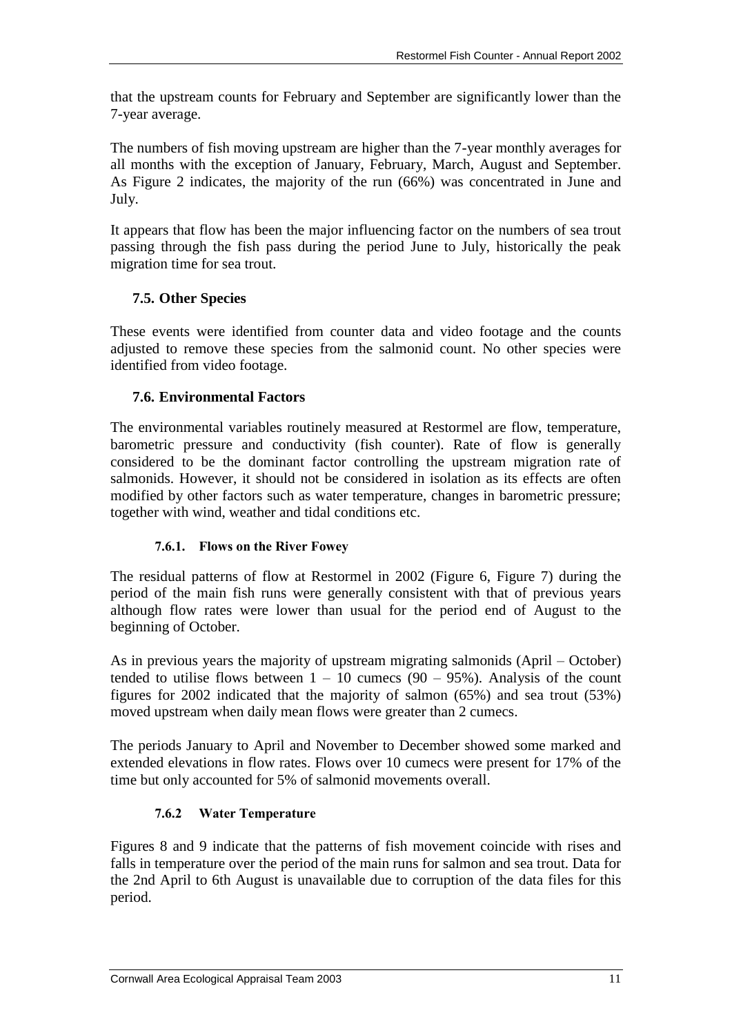that the upstream counts for February and September are significantly lower than the 7-year average.

The numbers of fish moving upstream are higher than the 7-year monthly averages for all months with the exception of January, February, March, August and September. As Figure 2 indicates, the majority of the run (66%) was concentrated in June and July.

It appears that flow has been the major influencing factor on the numbers of sea trout passing through the fish pass during the period June to July, historically the peak migration time for sea trout.

## 7.5. Other Species

These events were identified from counter data and video footage and the counts adjusted to remove these species from the salmonid count. No other species were identified from video footage.

## 7.6. Environmental Factors

The environmental variables routinely measured at Restormel are flow, temperature, barometric pressure and conductivity (fish counter). Rate of flow is generally considered to be the dominant factor controlling the upstream migration rate of salmonids. However, it should not be considered in isolation as its effects are often modified by other factors such as water temperature, changes in barometric pressure; together with wind, weather and tidal conditions etc.

### 7.6.1. Flows on the River Fowey

The residual patterns of flow at Restormel in 2002 (Figure 6, Figure 7) during the period of the main fish runs were generally consistent with that of previous years although flow rates were lower than usual for the period end of August to the beginning of October.

As in previous years the majority of upstream migrating salmonids (April – October) tended to utilise flows between 1 – 10 cumecs (90 – 95%). Analysis of the count figures for 2002 indicated that the majority of salmon (65%) and sea trout (53%) moved upstream when daily mean flows were greater than 2 cumecs.

The periods January to April and November to December showed some marked and extended elevations in flow rates. Flows over 10 cumecs were present for 17% of the time but only accounted for 5% of salmonid movements overall.

### 7.6.2 Water Temperature

Figures 8 and 9 indicate that the patterns of fish movement coincide with rises and falls in temperature over the period of the main runs for salmon and sea trout. Data for the 2nd April to 6th August is unavailable due to corruption of the data files for this period.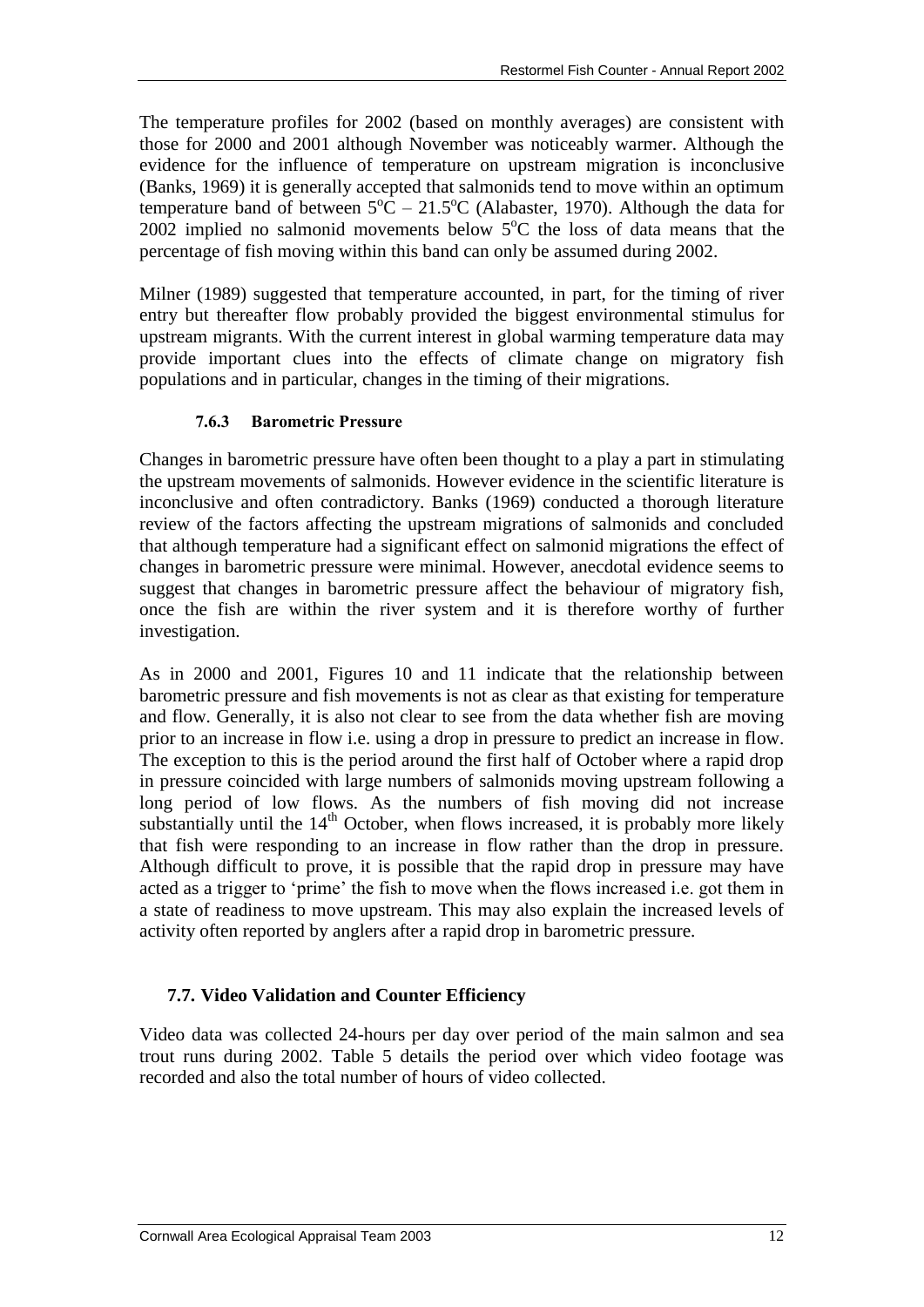The temperature profiles for 2002 (based on monthly averages) are consistent with those for 2000 and 2001 although November was noticeably warmer. Although the evidence for the influence of temperature on upstream migration is inconclusive (Banks, 1969) it is generally accepted that salmonids tend to move within an optimum temperature band of between $5^{o}C$ – $21.5^{o}C$ (Alabaster, 1970). Although the data for 2002 implied no salmonid movements below $5^{o}C$ the loss of data means that the percentage of fish moving within this band can only be assumed during 2002.

Milner (1989) suggested that temperature accounted, in part, for the timing of river entry but thereafter flow probably provided the biggest environmental stimulus for upstream migrants. With the current interest in global warming temperature data may provide important clues into the effects of climate change on migratory fish populations and in particular, changes in the timing of their migrations.

#### 7.6.3 Barometric Pressure

Changes in barometric pressure have often been thought to a play a part in stimulating the upstream movements of salmonids. However evidence in the scientific literature is inconclusive and often contradictory. Banks (1969) conducted a thorough literature review of the factors affecting the upstream migrations of salmonids and concluded that although temperature had a significant effect on salmonid migrations the effect of changes in barometric pressure were minimal. However, anecdotal evidence seems to suggest that changes in barometric pressure affect the behaviour of migratory fish, once the fish are within the river system and it is therefore worthy of further investigation.

As in 2000 and 2001, Figures 10 and 11 indicate that the relationship between barometric pressure and fish movements is not as clear as that existing for temperature and flow. Generally, it is also not clear to see from the data whether fish are moving prior to an increase in flow i.e. using a drop in pressure to predict an increase in flow. The exception to this is the period around the first half of October where a rapid drop in pressure coincided with large numbers of salmonids moving upstream following a long period of low flows. As the numbers of fish moving did not increase substantially until the 14th October, when flows increased, it is probably more likely that fish were responding to an increase in flow rather than the drop in pressure. Although difficult to prove, it is possible that the rapid drop in pressure may have acted as a trigger to 'prime' the fish to move when the flows increased i.e. got them in a state of readiness to move upstream. This may also explain the increased levels of activity often reported by anglers after a rapid drop in barometric pressure.

### 7.7. Video Validation and Counter Efficiency

Video data was collected 24-hours per day over period of the main salmon and sea trout runs during 2002. Table 5 details the period over which video footage was recorded and also the total number of hours of video collected.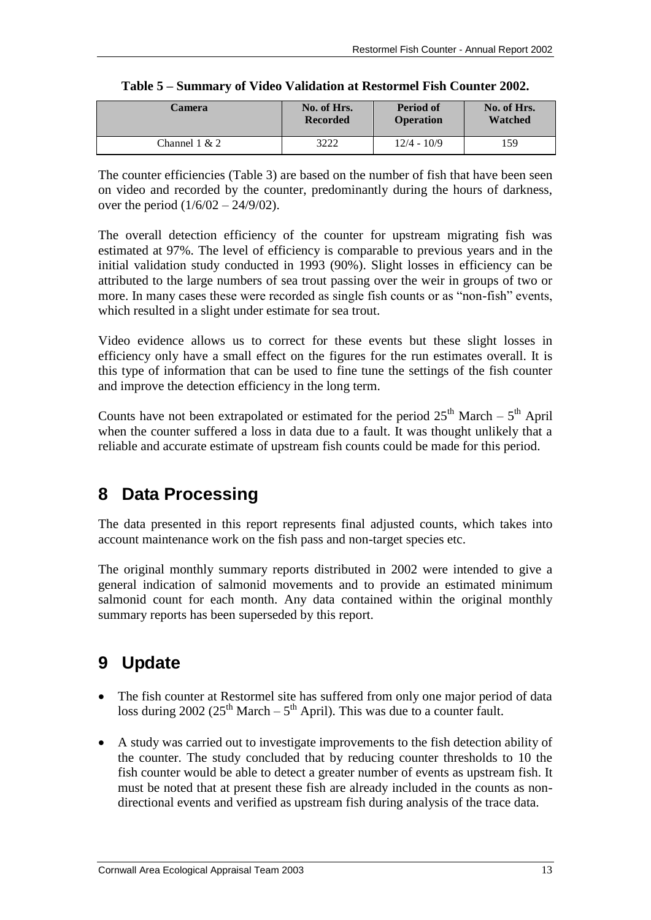**Table 5 – Summary of Video Validation at Restormel Fish Counter 2002.**

| Camera | No. of Hrs. Recorded | Period of Operation | No. of Hrs. Watched |
|---|---|---|---|
| Channel 1 & 2 | 3222 | 12/4 - 10/9 | 159 |

The counter efficiencies (Table 3) are based on the number of fish that have been seen on video and recorded by the counter, predominantly during the hours of darkness, over the period (1/6/02 – 24/9/02).

The overall detection efficiency of the counter for upstream migrating fish was estimated at 97%. The level of efficiency is comparable to previous years and in the initial validation study conducted in 1993 (90%). Slight losses in efficiency can be attributed to the large numbers of sea trout passing over the weir in groups of two or more. In many cases these were recorded as single fish counts or as "non-fish" events, which resulted in a slight under estimate for sea trout.

Video evidence allows us to correct for these events but these slight losses in efficiency only have a small effect on the figures for the run estimates overall. It is this type of information that can be used to fine tune the settings of the fish counter and improve the detection efficiency in the long term.

Counts have not been extrapolated or estimated for the period 25th March – 5th April when the counter suffered a loss in data due to a fault. It was thought unlikely that a reliable and accurate estimate of upstream fish counts could be made for this period.

## 8 Data Processing

The data presented in this report represents final adjusted counts, which takes into account maintenance work on the fish pass and non-target species etc.

The original monthly summary reports distributed in 2002 were intended to give a general indication of salmonid movements and to provide an estimated minimum salmonid count for each month. Any data contained within the original monthly summary reports has been superseded by this report.

## 9 Update

- The fish counter at Restormel site has suffered from only one major period of data loss during 2002 (25th March – 5th April). This was due to a counter fault.
- A study was carried out to investigate improvements to the fish detection ability of the counter. The study concluded that by reducing counter thresholds to 10 the fish counter would be able to detect a greater number of events as upstream fish. It must be noted that at present these fish are already included in the counts as non-directional events and verified as upstream fish during analysis of the trace data.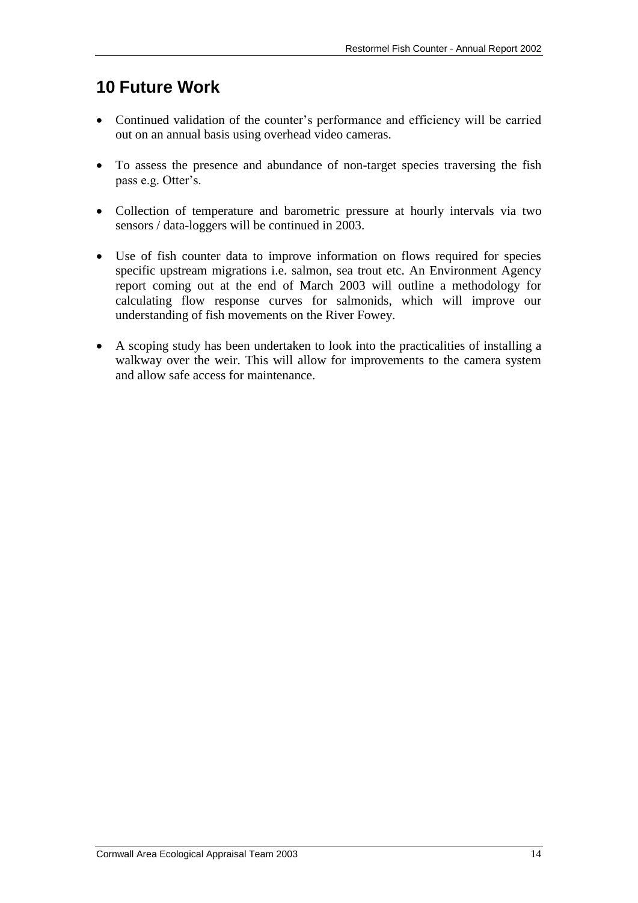# 10 Future Work

- Continued validation of the counter's performance and efficiency will be carried out on an annual basis using overhead video cameras.

- To assess the presence and abundance of non-target species traversing the fish pass e.g. Otter's.

- Collection of temperature and barometric pressure at hourly intervals via two sensors / data-loggers will be continued in 2003.

- Use of fish counter data to improve information on flows required for species specific upstream migrations i.e. salmon, sea trout etc. An Environment Agency report coming out at the end of March 2003 will outline a methodology for calculating flow response curves for salmonids, which will improve our understanding of fish movements on the River Fowey.

- A scoping study has been undertaken to look into the practicalities of installing a walkway over the weir. This will allow for improvements to the camera system and allow safe access for maintenance.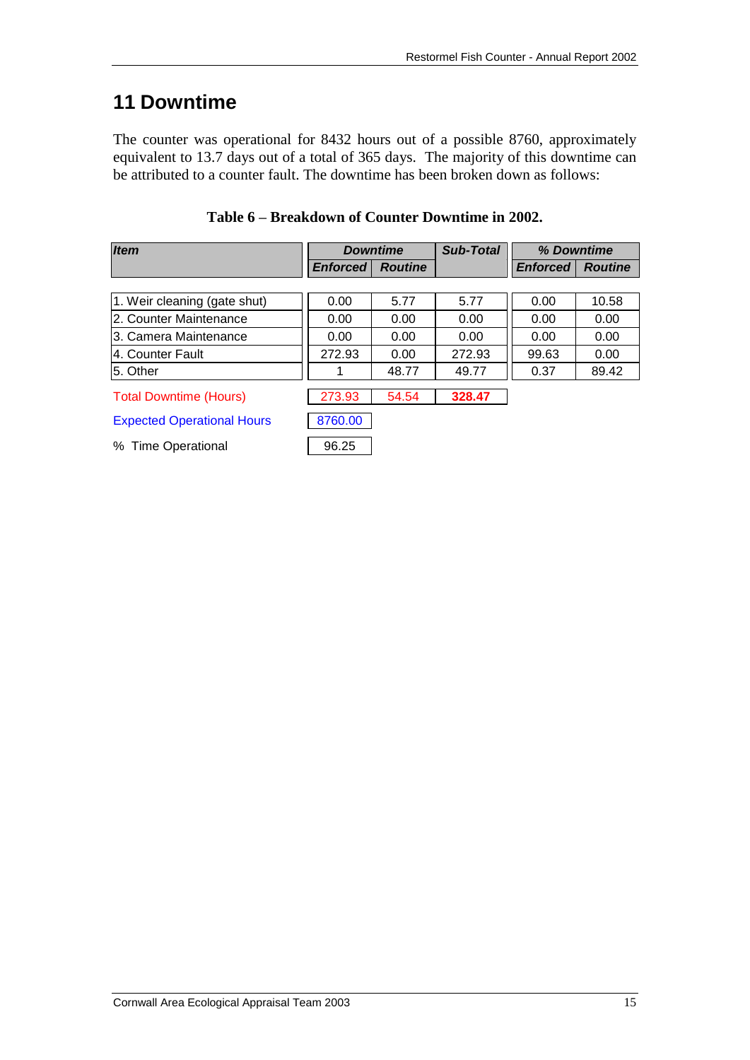# 11 Downtime

The counter was operational for 8432 hours out of a possible 8760, approximately equivalent to 13.7 days out of a total of 365 days. The majority of this downtime can be attributed to a counter fault. The downtime has been broken down as follows:

**Table 6 – Breakdown of Counter Downtime in 2002.**

| *Item* | *Downtime* | | *Sub-Total* | *% Downtime* | |
|---|---|---|---|---|---|
| | *Enforced* | *Routine* | | *Enforced* | *Routine* |
| 1. Weir cleaning (gate shut) | 0.00 | 5.77 | 5.77 | 0.00 | 10.58 |
| 2. Counter Maintenance | 0.00 | 0.00 | 0.00 | 0.00 | 0.00 |
| 3. Camera Maintenance | 0.00 | 0.00 | 0.00 | 0.00 | 0.00 |
| 4. Counter Fault | 272.93 | 0.00 | 272.93 | 99.63 | 0.00 |
| 5. Other | 1 | 48.77 | 49.77 | 0.37 | 89.42 |
| Total Downtime (Hours) | 273.93 | 54.54 | **328.47** | | |
| Expected Operational Hours | 8760.00 | | | | |
| % Time Operational | 96.25 | | | | |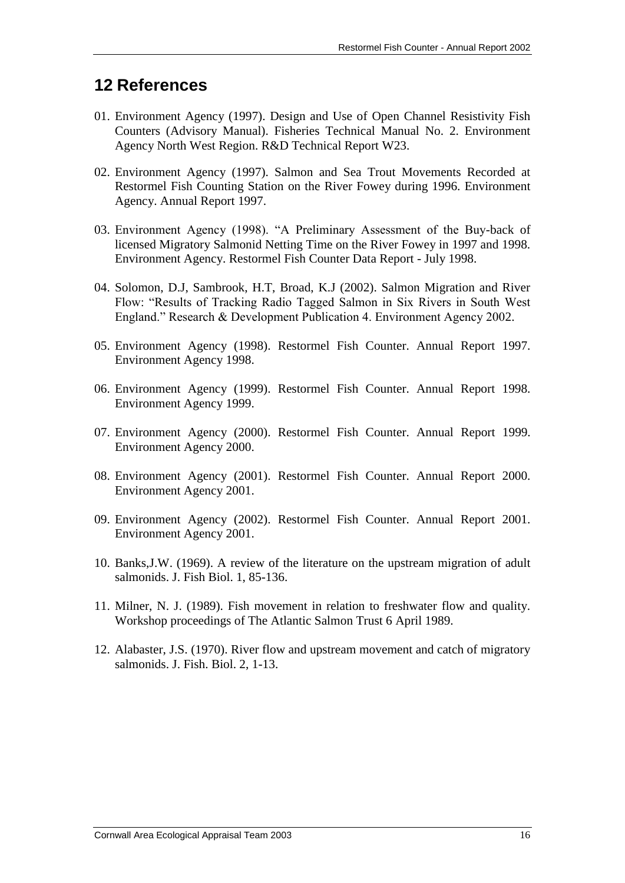## 12 References

01. Environment Agency (1997). Design and Use of Open Channel Resistivity Fish Counters (Advisory Manual). Fisheries Technical Manual No. 2. Environment Agency North West Region. R&D Technical Report W23.

02. Environment Agency (1997). Salmon and Sea Trout Movements Recorded at Restormel Fish Counting Station on the River Fowey during 1996. Environment Agency. Annual Report 1997.

03. Environment Agency (1998). "A Preliminary Assessment of the Buy-back of licensed Migratory Salmonid Netting Time on the River Fowey in 1997 and 1998. Environment Agency. Restormel Fish Counter Data Report - July 1998.

04. Solomon, D.J, Sambrook, H.T, Broad, K.J (2002). Salmon Migration and River Flow: "Results of Tracking Radio Tagged Salmon in Six Rivers in South West England." Research & Development Publication 4. Environment Agency 2002.

05. Environment Agency (1998). Restormel Fish Counter. Annual Report 1997. Environment Agency 1998.

06. Environment Agency (1999). Restormel Fish Counter. Annual Report 1998. Environment Agency 1999.

07. Environment Agency (2000). Restormel Fish Counter. Annual Report 1999. Environment Agency 2000.

08. Environment Agency (2001). Restormel Fish Counter. Annual Report 2000. Environment Agency 2001.

09. Environment Agency (2002). Restormel Fish Counter. Annual Report 2001. Environment Agency 2001.

10. Banks,J.W. (1969). A review of the literature on the upstream migration of adult salmonids. J. Fish Biol. 1, 85-136.

11. Milner, N. J. (1989). Fish movement in relation to freshwater flow and quality. Workshop proceedings of The Atlantic Salmon Trust 6 April 1989.

12. Alabaster, J.S. (1970). River flow and upstream movement and catch of migratory salmonids. J. Fish. Biol. 2, 1-13.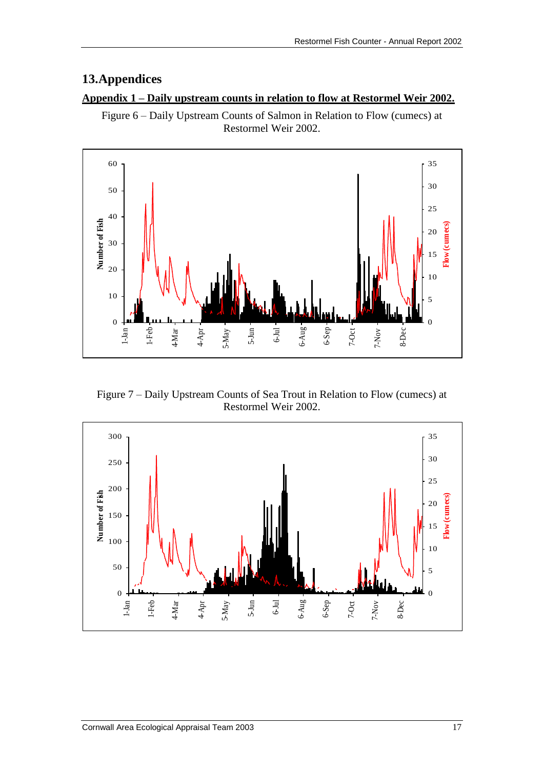## 13. Appendices

### Appendix 1 – Daily upstream counts in relation to flow at Restormel Weir 2002.

Figure 6 – Daily Upstream Counts of Salmon in Relation to Flow (cumecs) at Restormel Weir 2002.

Figure 7 – Daily Upstream Counts of Sea Trout in Relation to Flow (cumecs) at Restormel Weir 2002.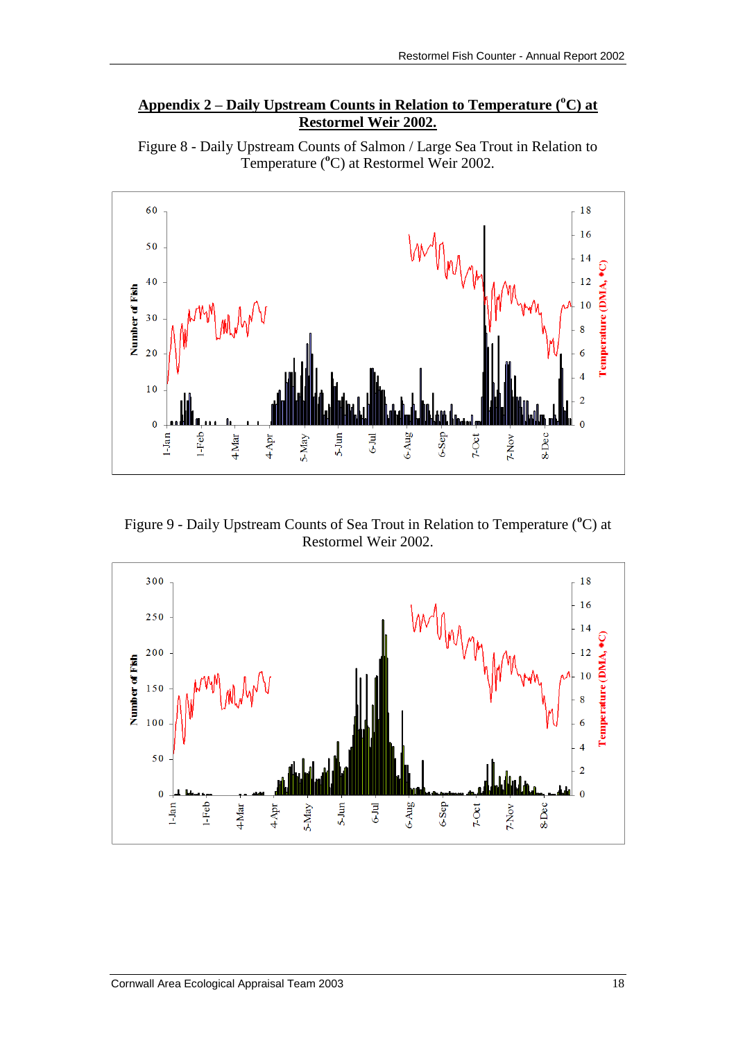## Appendix 2 – Daily Upstream Counts in Relation to Temperature ($^oC$) at Restormel Weir 2002.

Figure 8 - Daily Upstream Counts of Salmon / Large Sea Trout in Relation to Temperature ($^oC$) at Restormel Weir 2002.

Figure 9 - Daily Upstream Counts of Sea Trout in Relation to Temperature ($^oC$) at Restormel Weir 2002.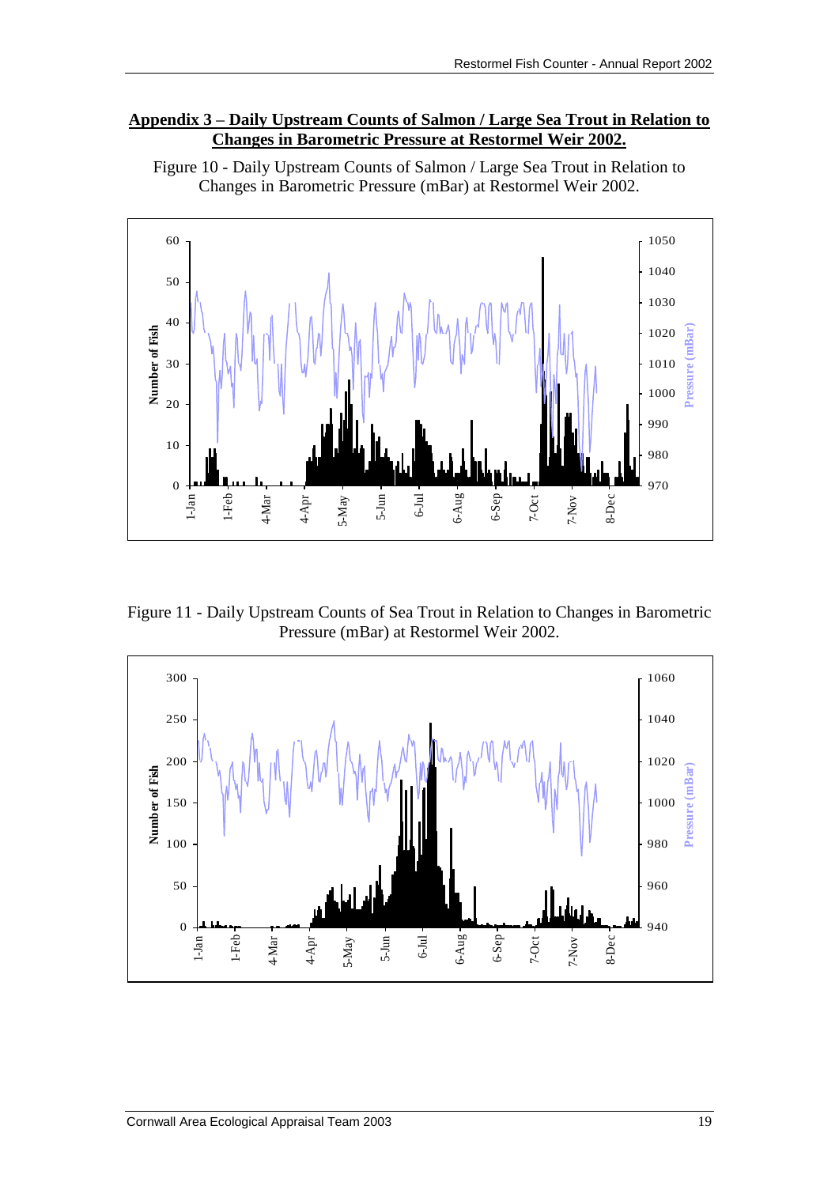## Appendix 3 – Daily Upstream Counts of Salmon / Large Sea Trout in Relation to Changes in Barometric Pressure at Restormel Weir 2002.

Figure 10 - Daily Upstream Counts of Salmon / Large Sea Trout in Relation to Changes in Barometric Pressure (mBar) at Restormel Weir 2002.

Figure 11 - Daily Upstream Counts of Sea Trout in Relation to Changes in Barometric Pressure (mBar) at Restormel Weir 2002.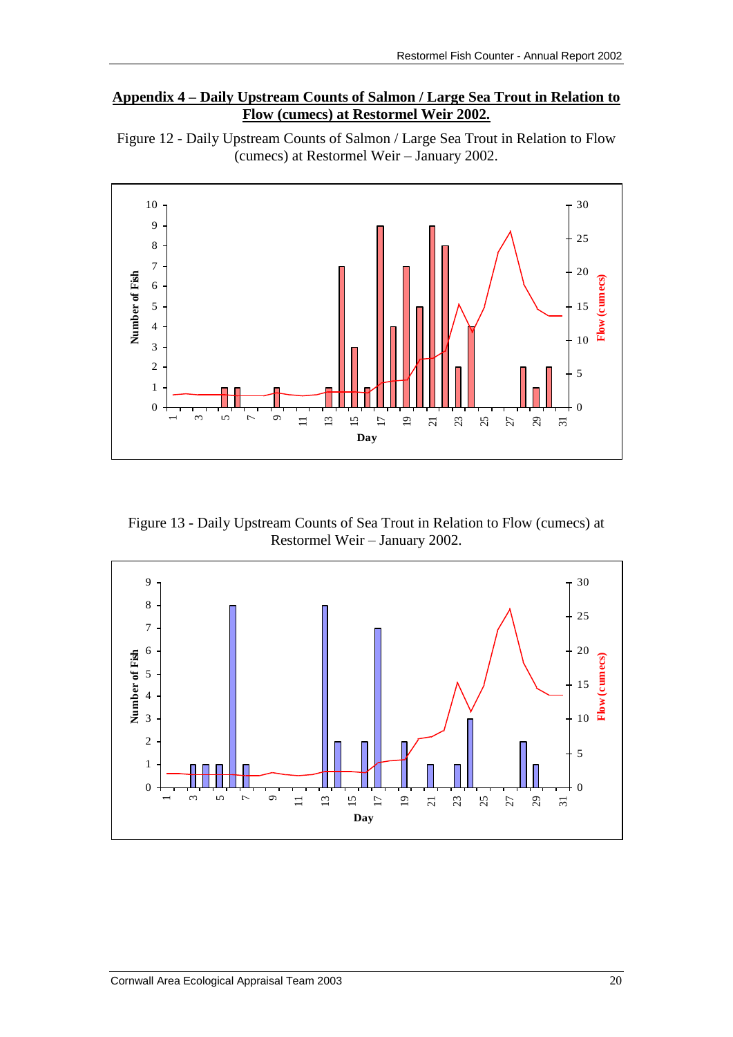## Appendix 4 – Daily Upstream Counts of Salmon / Large Sea Trout in Relation to Flow (cumecs) at Restormel Weir 2002.

Figure 12 - Daily Upstream Counts of Salmon / Large Sea Trout in Relation to Flow (cumecs) at Restormel Weir – January 2002.

Figure 13 - Daily Upstream Counts of Sea Trout in Relation to Flow (cumecs) at Restormel Weir – January 2002.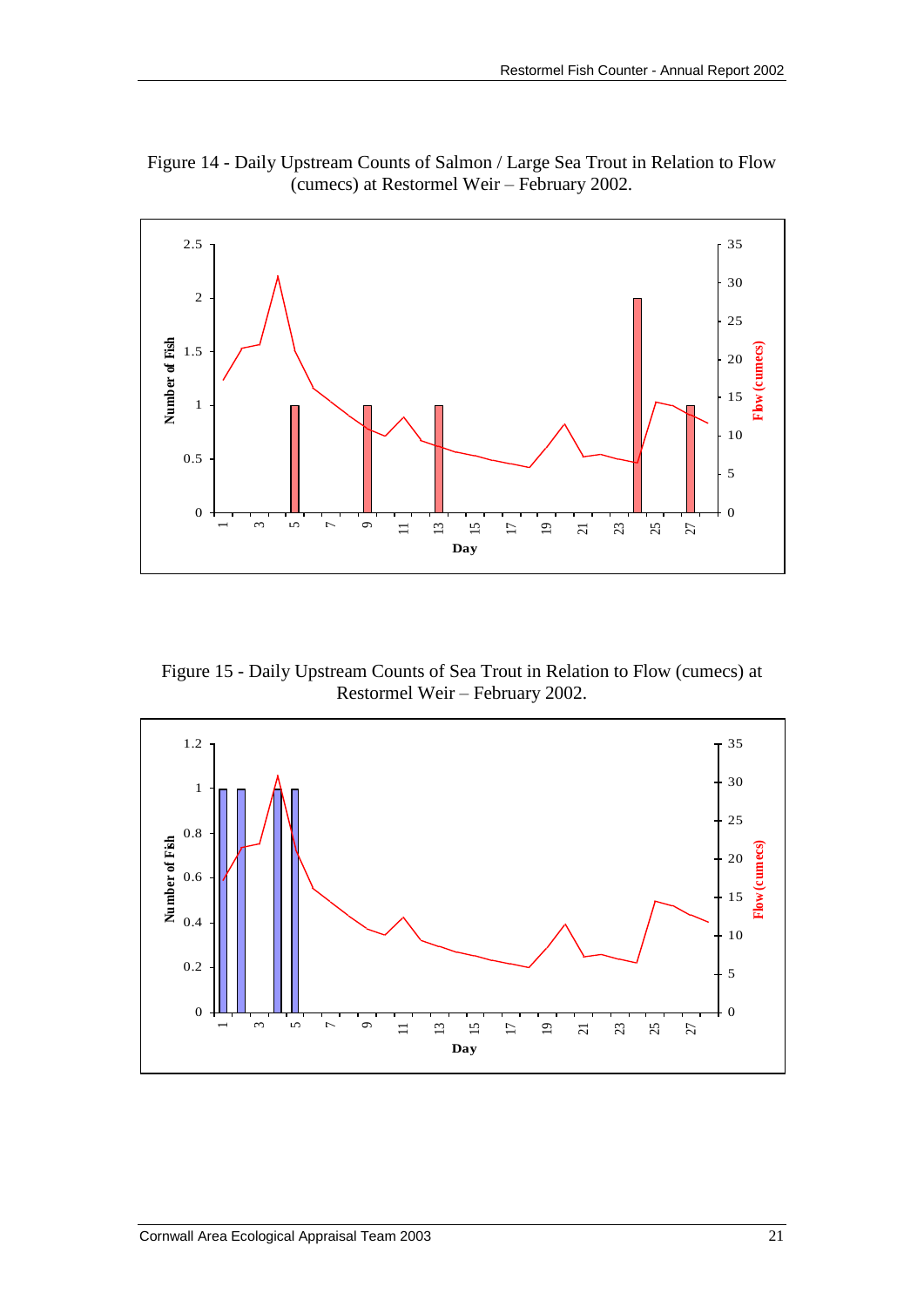Figure 14 - Daily Upstream Counts of Salmon / Large Sea Trout in Relation to Flow (cumecs) at Restormel Weir – February 2002.

Figure 15 - Daily Upstream Counts of Sea Trout in Relation to Flow (cumecs) at Restormel Weir – February 2002.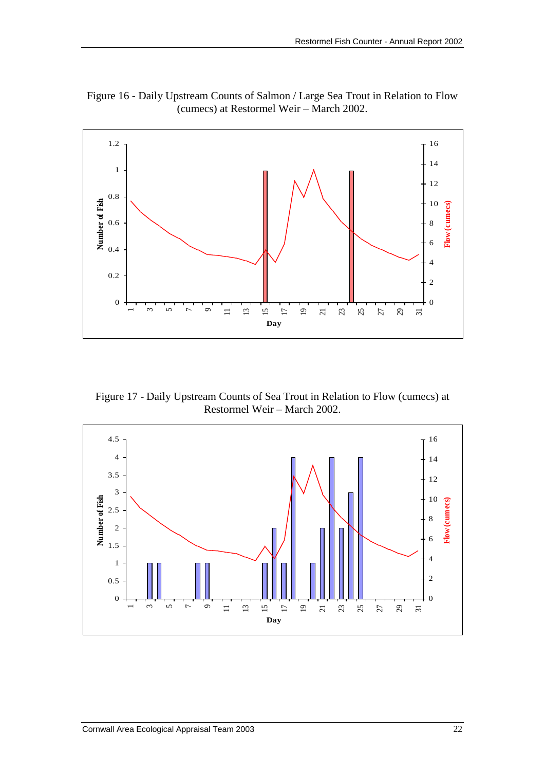Figure 16 - Daily Upstream Counts of Salmon / Large Sea Trout in Relation to Flow (cumecs) at Restormel Weir – March 2002.

Figure 17 - Daily Upstream Counts of Sea Trout in Relation to Flow (cumecs) at Restormel Weir – March 2002.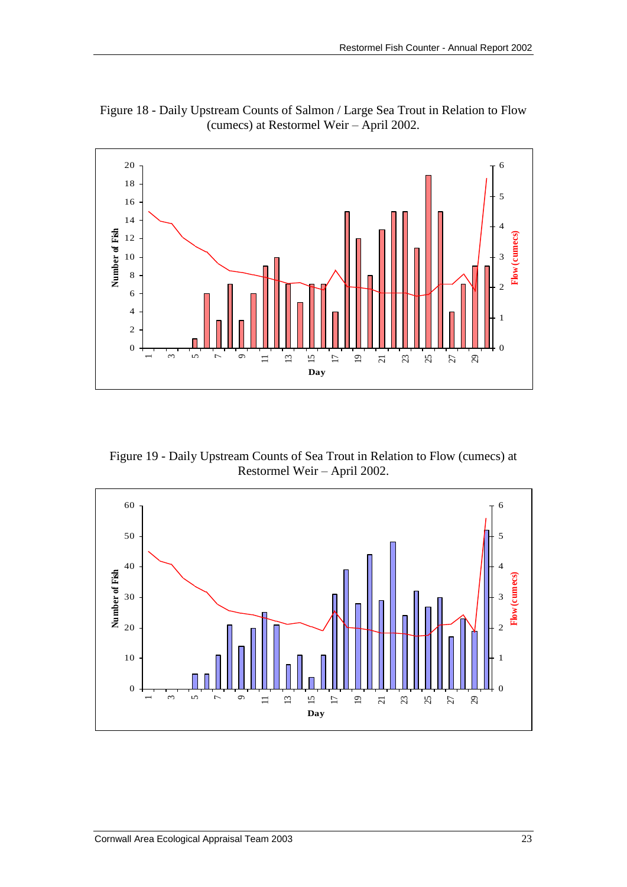Figure 18 - Daily Upstream Counts of Salmon / Large Sea Trout in Relation to Flow (cumecs) at Restormel Weir – April 2002.

Figure 19 - Daily Upstream Counts of Sea Trout in Relation to Flow (cumecs) at Restormel Weir – April 2002.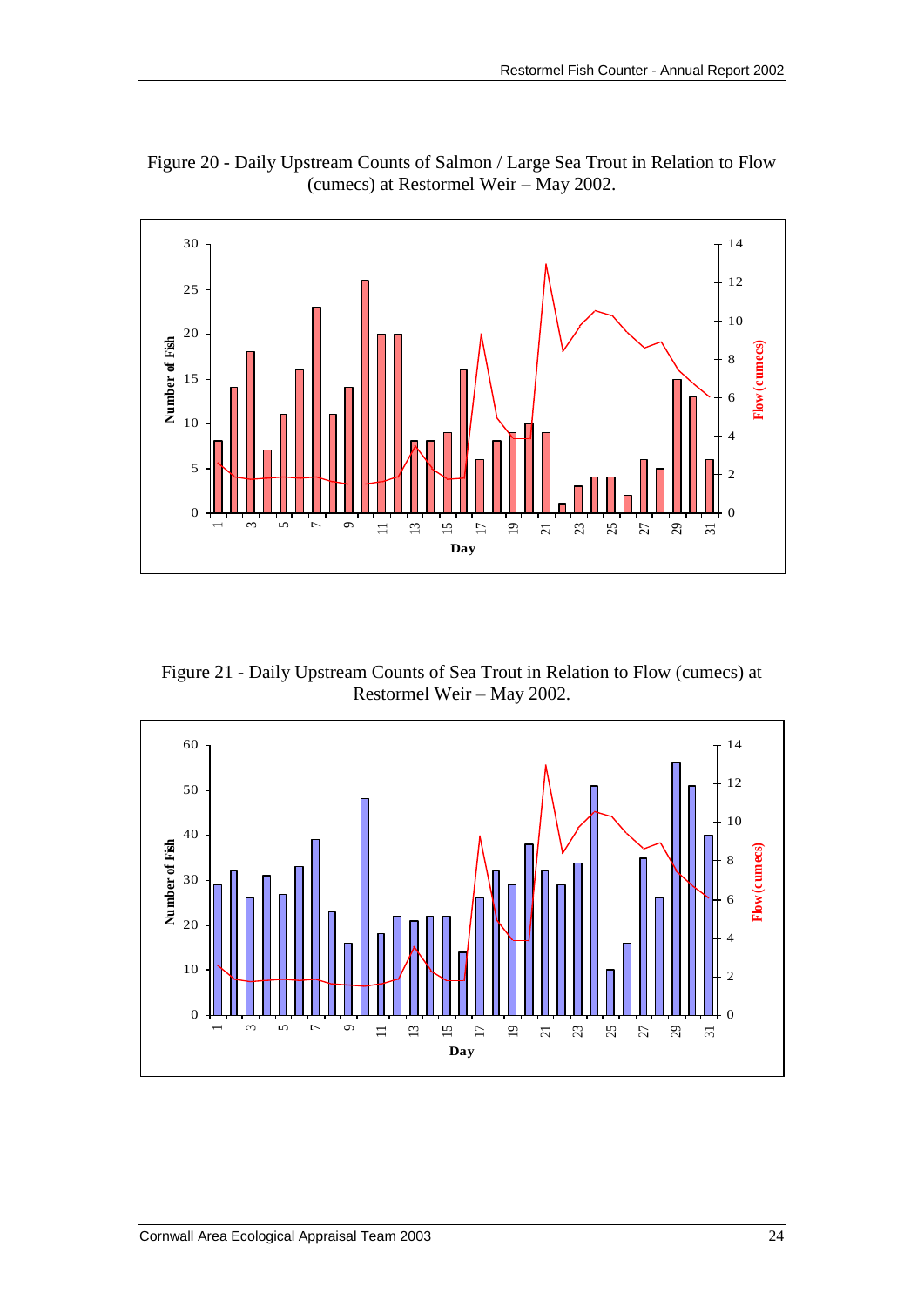Figure 20 - Daily Upstream Counts of Salmon / Large Sea Trout in Relation to Flow (cumecs) at Restormel Weir – May 2002.

Figure 21 - Daily Upstream Counts of Sea Trout in Relation to Flow (cumecs) at Restormel Weir – May 2002.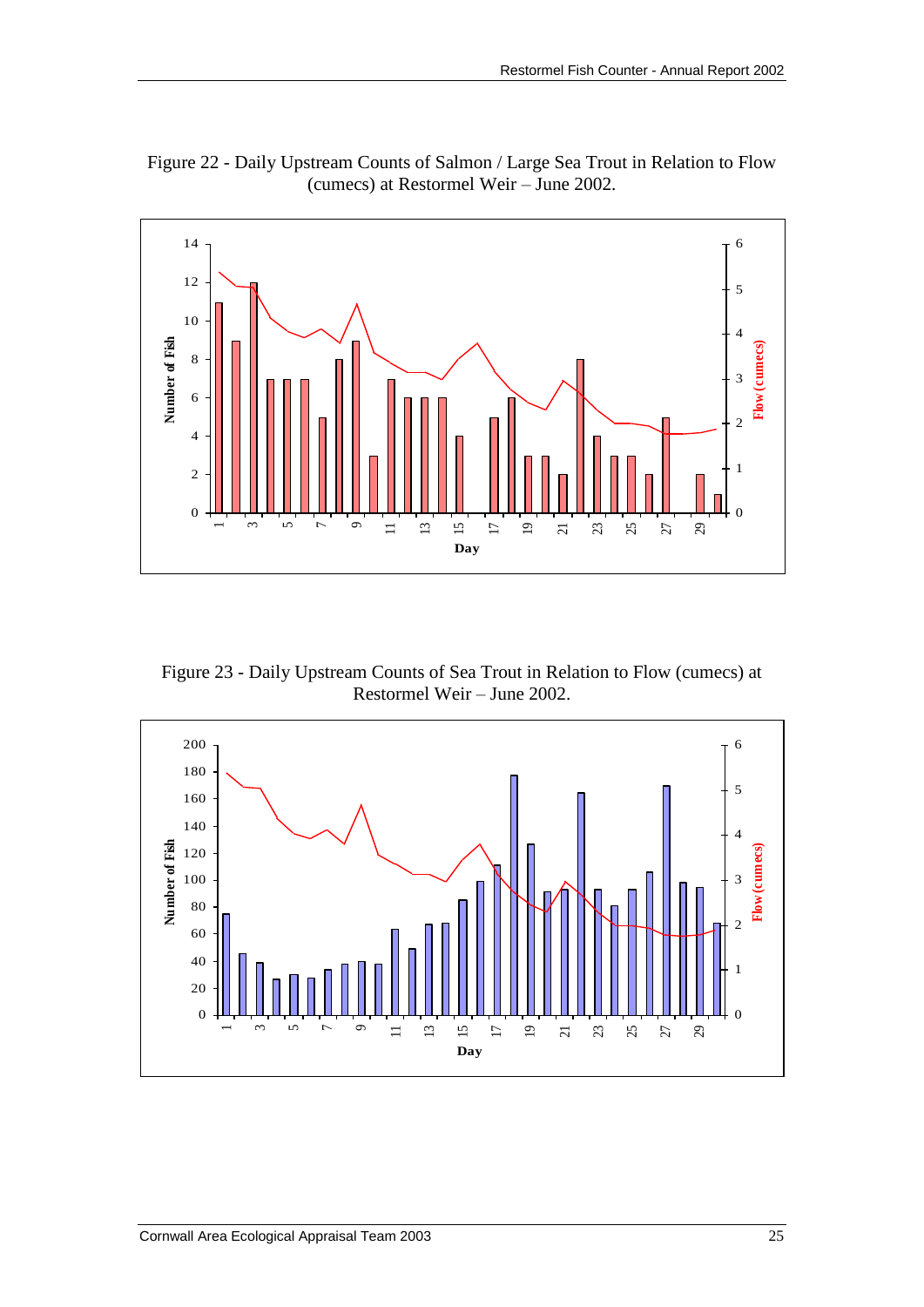Figure 22 - Daily Upstream Counts of Salmon / Large Sea Trout in Relation to Flow (cumecs) at Restormel Weir – June 2002.

Figure 23 - Daily Upstream Counts of Sea Trout in Relation to Flow (cumecs) at Restormel Weir – June 2002.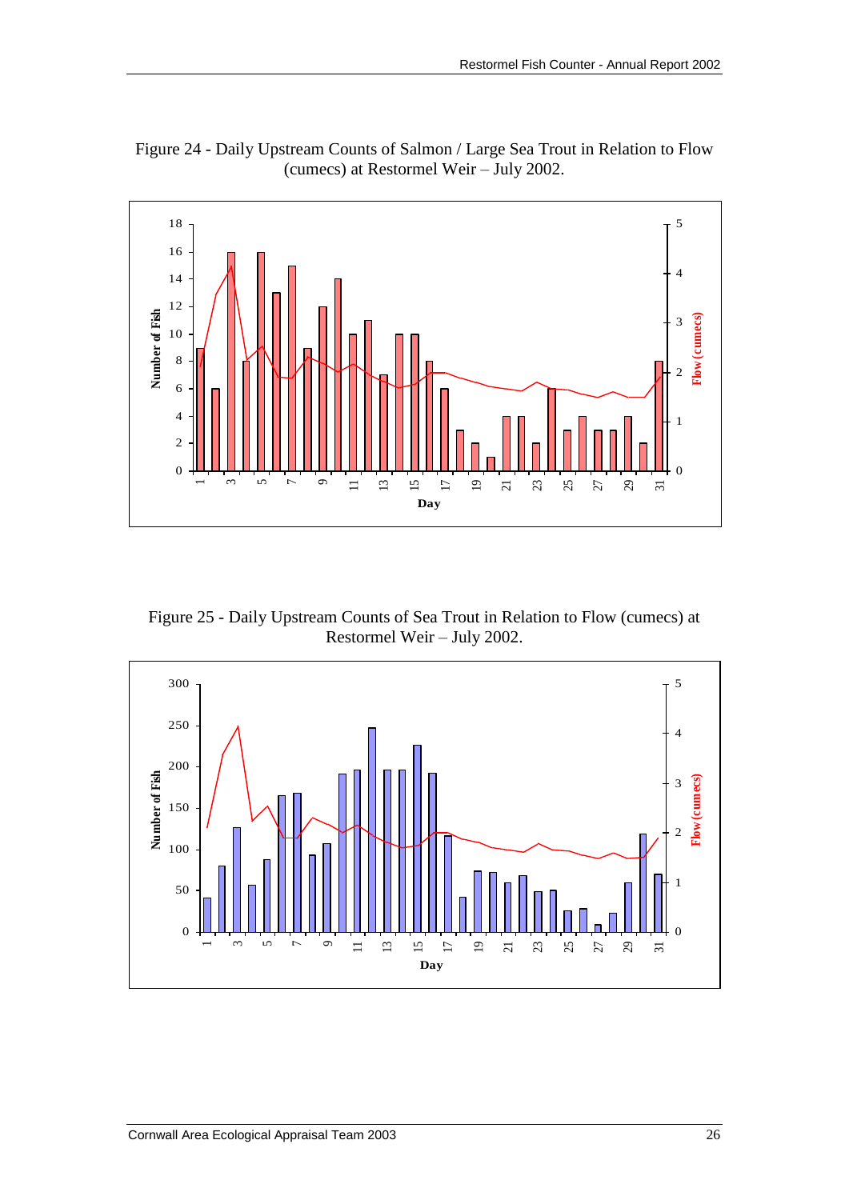Figure 24 - Daily Upstream Counts of Salmon / Large Sea Trout in Relation to Flow (cumecs) at Restormel Weir – July 2002.

Figure 25 - Daily Upstream Counts of Sea Trout in Relation to Flow (cumecs) at Restormel Weir – July 2002.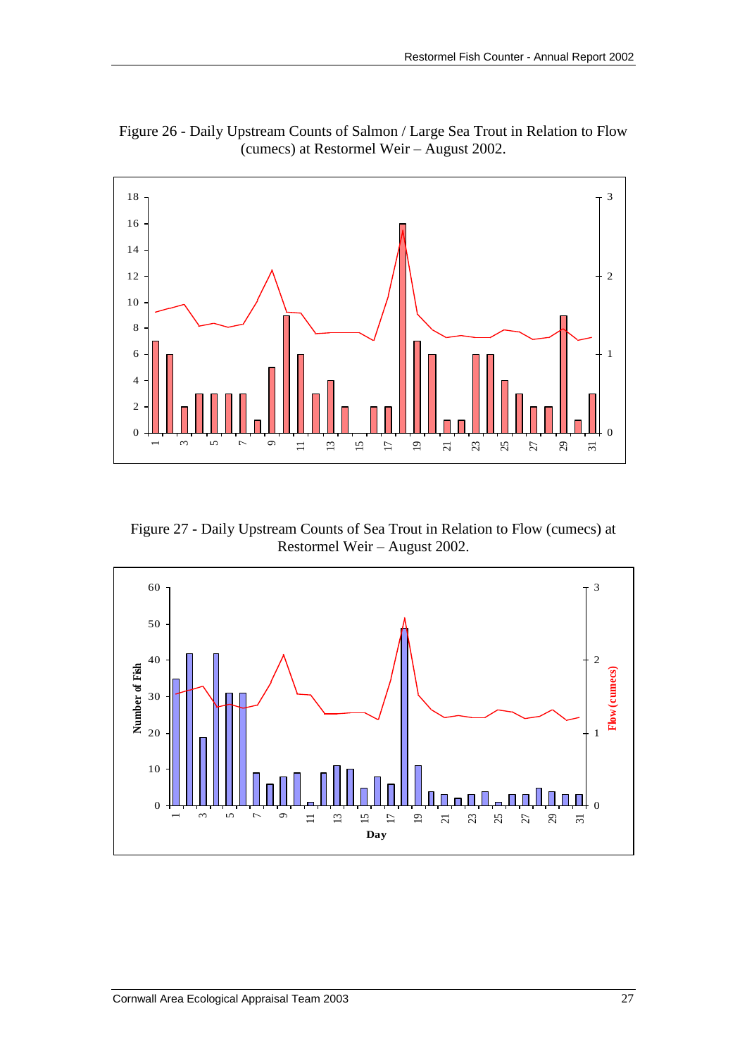Figure 26 - Daily Upstream Counts of Salmon / Large Sea Trout in Relation to Flow (cumecs) at Restormel Weir – August 2002.

Figure 27 - Daily Upstream Counts of Sea Trout in Relation to Flow (cumecs) at Restormel Weir – August 2002.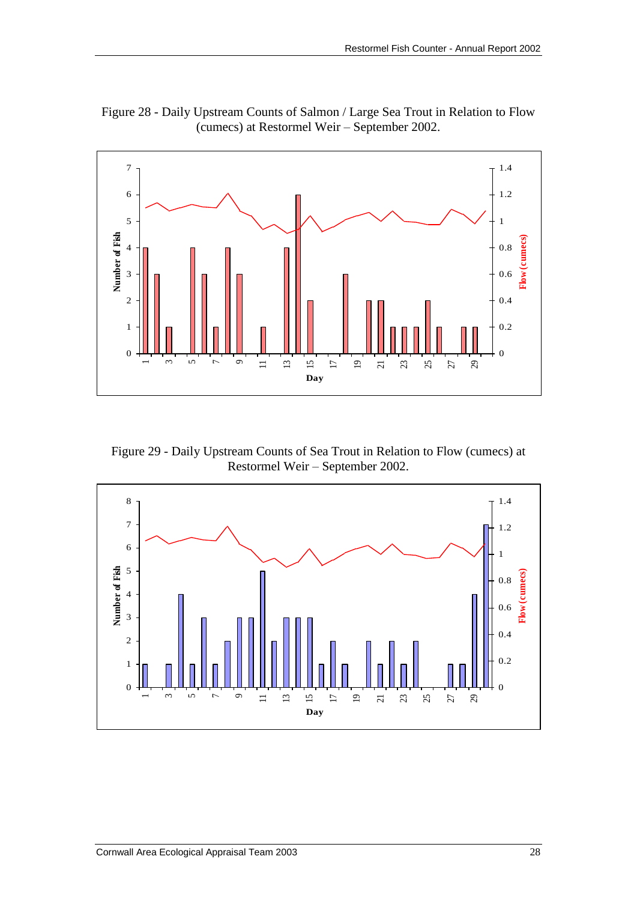Figure 28 - Daily Upstream Counts of Salmon / Large Sea Trout in Relation to Flow (cumecs) at Restormel Weir – September 2002.

Figure 29 - Daily Upstream Counts of Sea Trout in Relation to Flow (cumecs) at Restormel Weir – September 2002.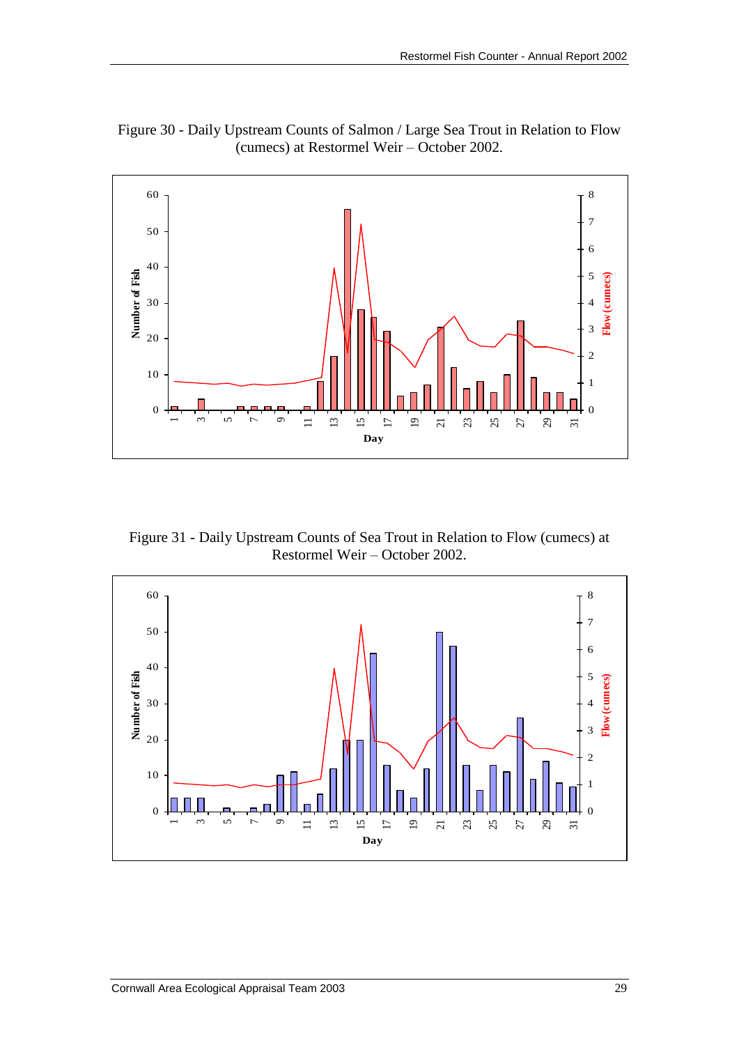Figure 30 - Daily Upstream Counts of Salmon / Large Sea Trout in Relation to Flow (cumecs) at Restormel Weir – October 2002.

Figure 31 - Daily Upstream Counts of Sea Trout in Relation to Flow (cumecs) at Restormel Weir – October 2002.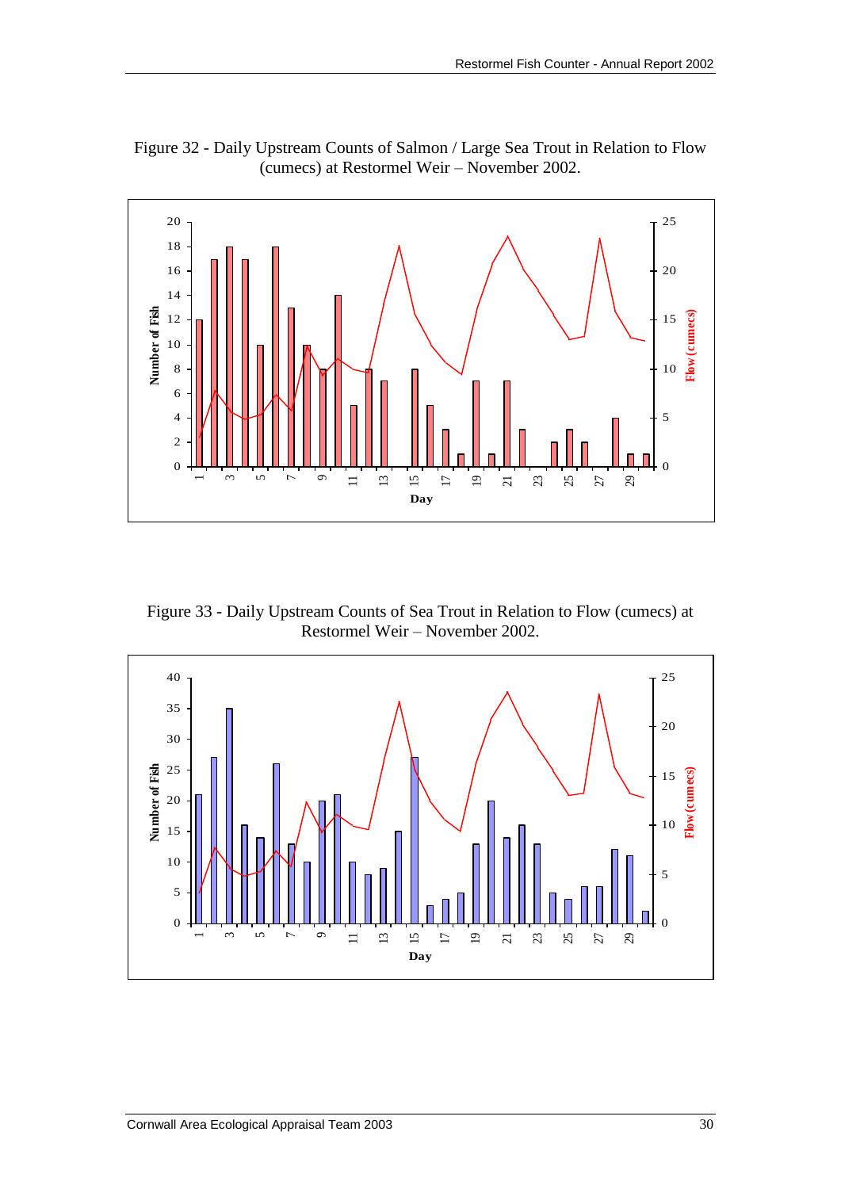Figure 32 - Daily Upstream Counts of Salmon / Large Sea Trout in Relation to Flow (cumecs) at Restormel Weir – November 2002.

Figure 33 - Daily Upstream Counts of Sea Trout in Relation to Flow (cumecs) at Restormel Weir – November 2002.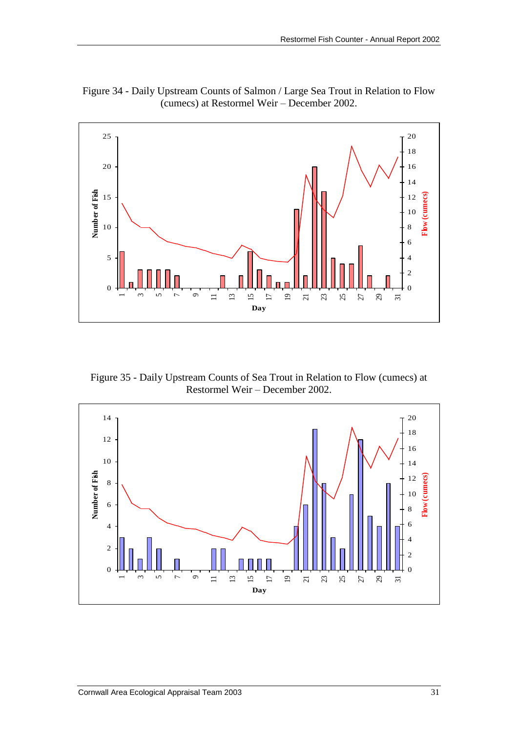Figure 34 - Daily Upstream Counts of Salmon / Large Sea Trout in Relation to Flow (cumecs) at Restormel Weir – December 2002.

Figure 35 - Daily Upstream Counts of Sea Trout in Relation to Flow (cumecs) at Restormel Weir – December 2002.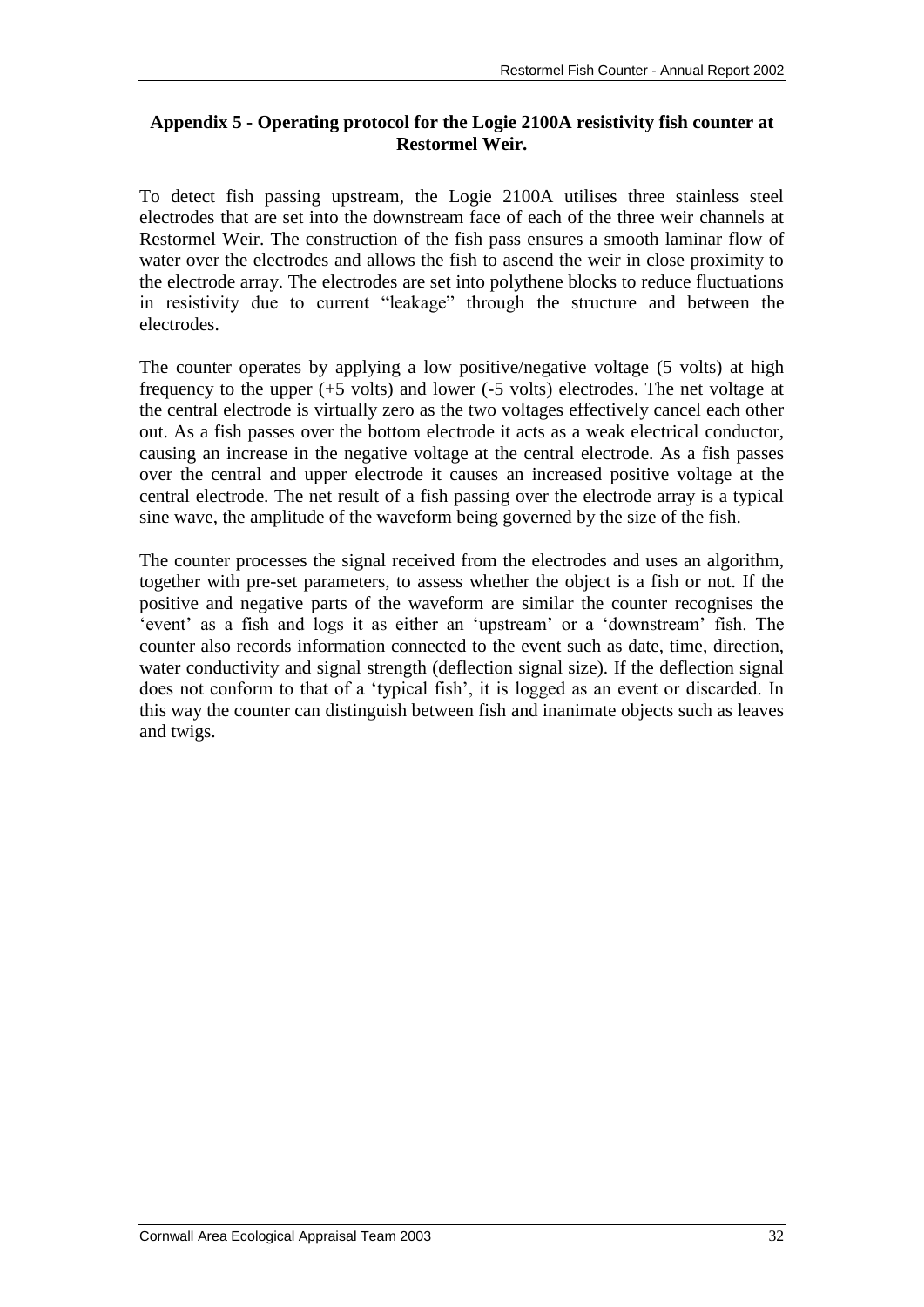## Appendix 5 - Operating protocol for the Logie 2100A resistivity fish counter at Restormel Weir.

To detect fish passing upstream, the Logie 2100A utilises three stainless steel electrodes that are set into the downstream face of each of the three weir channels at Restormel Weir. The construction of the fish pass ensures a smooth laminar flow of water over the electrodes and allows the fish to ascend the weir in close proximity to the electrode array. The electrodes are set into polythene blocks to reduce fluctuations in resistivity due to current "leakage" through the structure and between the electrodes.

The counter operates by applying a low positive/negative voltage (5 volts) at high frequency to the upper (+5 volts) and lower (-5 volts) electrodes. The net voltage at the central electrode is virtually zero as the two voltages effectively cancel each other out. As a fish passes over the bottom electrode it acts as a weak electrical conductor, causing an increase in the negative voltage at the central electrode. As a fish passes over the central and upper electrode it causes an increased positive voltage at the central electrode. The net result of a fish passing over the electrode array is a typical sine wave, the amplitude of the waveform being governed by the size of the fish.

The counter processes the signal received from the electrodes and uses an algorithm, together with pre-set parameters, to assess whether the object is a fish or not. If the positive and negative parts of the waveform are similar the counter recognises the 'event' as a fish and logs it as either an 'upstream' or a 'downstream' fish. The counter also records information connected to the event such as date, time, direction, water conductivity and signal strength (deflection signal size). If the deflection signal does not conform to that of a 'typical fish', it is logged as an event or discarded. In this way the counter can distinguish between fish and inanimate objects such as leaves and twigs.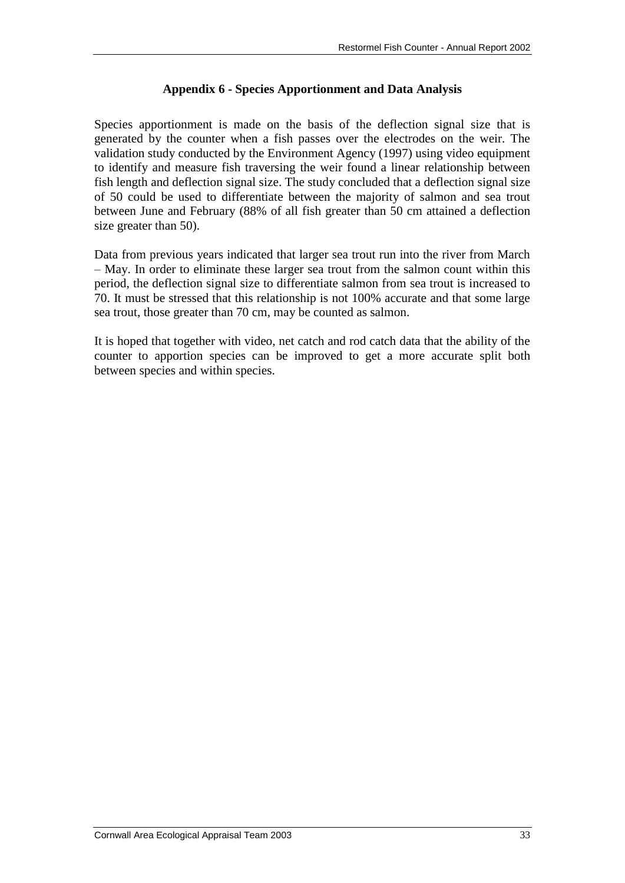## Appendix 6 - Species Apportionment and Data Analysis

Species apportionment is made on the basis of the deflection signal size that is generated by the counter when a fish passes over the electrodes on the weir. The validation study conducted by the Environment Agency (1997) using video equipment to identify and measure fish traversing the weir found a linear relationship between fish length and deflection signal size. The study concluded that a deflection signal size of 50 could be used to differentiate between the majority of salmon and sea trout between June and February (88% of all fish greater than 50 cm attained a deflection size greater than 50).

Data from previous years indicated that larger sea trout run into the river from March – May. In order to eliminate these larger sea trout from the salmon count within this period, the deflection signal size to differentiate salmon from sea trout is increased to 70. It must be stressed that this relationship is not 100% accurate and that some large sea trout, those greater than 70 cm, may be counted as salmon.

It is hoped that together with video, net catch and rod catch data that the ability of the counter to apportion species can be improved to get a more accurate split both between species and within species.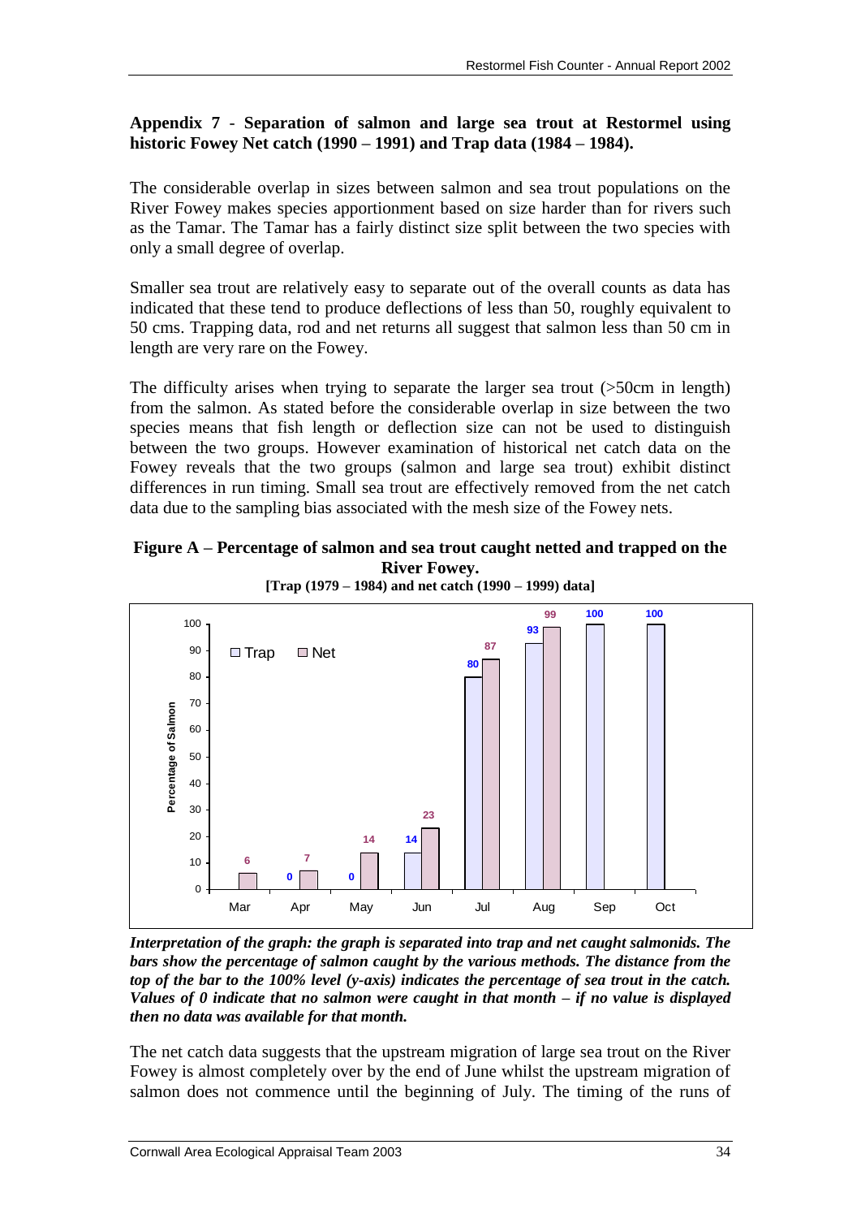### Appendix 7 - Separation of salmon and large sea trout at Restormel using historic Fowey Net catch (1990 – 1991) and Trap data (1984 – 1984).

The considerable overlap in sizes between salmon and sea trout populations on the River Fowey makes species apportionment based on size harder than for rivers such as the Tamar. The Tamar has a fairly distinct size split between the two species with only a small degree of overlap.

Smaller sea trout are relatively easy to separate out of the overall counts as data has indicated that these tend to produce deflections of less than 50, roughly equivalent to 50 cms. Trapping data, rod and net returns all suggest that salmon less than 50 cm in length are very rare on the Fowey.

The difficulty arises when trying to separate the larger sea trout (>50cm in length) from the salmon. As stated before the considerable overlap in size between the two species means that fish length or deflection size can not be used to distinguish between the two groups. However examination of historical net catch data on the Fowey reveals that the two groups (salmon and large sea trout) exhibit distinct differences in run timing. Small sea trout are effectively removed from the net catch data due to the sampling bias associated with the mesh size of the Fowey nets.

**Figure A – Percentage of salmon and sea trout caught netted and trapped on the River Fowey.**
**[Trap (1979 – 1984) and net catch (1990 – 1999) data]**

| Month | Trap (% Salmon) | Net (% Salmon) |
|---|---|---|
| Mar | | 6 |
| Apr | 0 | 7 |
| May | 0 | 14 |
| Jun | 14 | 23 |
| Jul | 80 | 87 |
| Aug | 93 | 99 |
| Sep | 100 | |
| Oct | 100 | |

***Interpretation of the graph: the graph is separated into trap and net caught salmonids. The bars show the percentage of salmon caught by the various methods. The distance from the top of the bar to the 100% level (y-axis) indicates the percentage of sea trout in the catch. Values of 0 indicate that no salmon were caught in that month – if no value is displayed then no data was available for that month.***

The net catch data suggests that the upstream migration of large sea trout on the River Fowey is almost completely over by the end of June whilst the upstream migration of salmon does not commence until the beginning of July. The timing of the runs of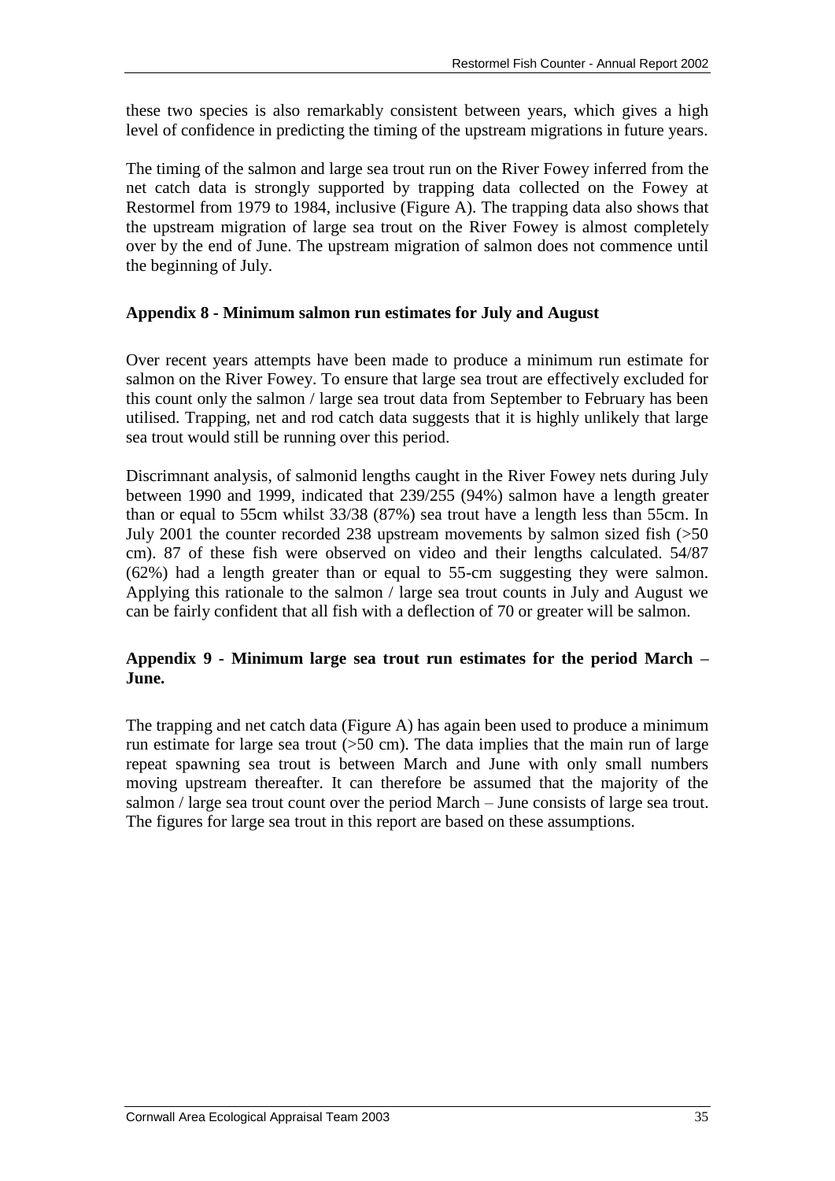these two species is also remarkably consistent between years, which gives a high level of confidence in predicting the timing of the upstream migrations in future years.

The timing of the salmon and large sea trout run on the River Fowey inferred from the net catch data is strongly supported by trapping data collected on the Fowey at Restormel from 1979 to 1984, inclusive (Figure A). The trapping data also shows that the upstream migration of large sea trout on the River Fowey is almost completely over by the end of June. The upstream migration of salmon does not commence until the beginning of July.

### Appendix 8 - Minimum salmon run estimates for July and August

Over recent years attempts have been made to produce a minimum run estimate for salmon on the River Fowey. To ensure that large sea trout are effectively excluded for this count only the salmon / large sea trout data from September to February has been utilised. Trapping, net and rod catch data suggests that it is highly unlikely that large sea trout would still be running over this period.

Discrimnant analysis, of salmonid lengths caught in the River Fowey nets during July between 1990 and 1999, indicated that 239/255 (94%) salmon have a length greater than or equal to 55cm whilst 33/38 (87%) sea trout have a length less than 55cm. In July 2001 the counter recorded 238 upstream movements by salmon sized fish (>50 cm). 87 of these fish were observed on video and their lengths calculated. 54/87 (62%) had a length greater than or equal to 55-cm suggesting they were salmon. Applying this rationale to the salmon / large sea trout counts in July and August we can be fairly confident that all fish with a deflection of 70 or greater will be salmon.

### Appendix 9 - Minimum large sea trout run estimates for the period March – June.

The trapping and net catch data (Figure A) has again been used to produce a minimum run estimate for large sea trout (>50 cm). The data implies that the main run of large repeat spawning sea trout is between March and June with only small numbers moving upstream thereafter. It can therefore be assumed that the majority of the salmon / large sea trout count over the period March – June consists of large sea trout. The figures for large sea trout in this report are based on these assumptions.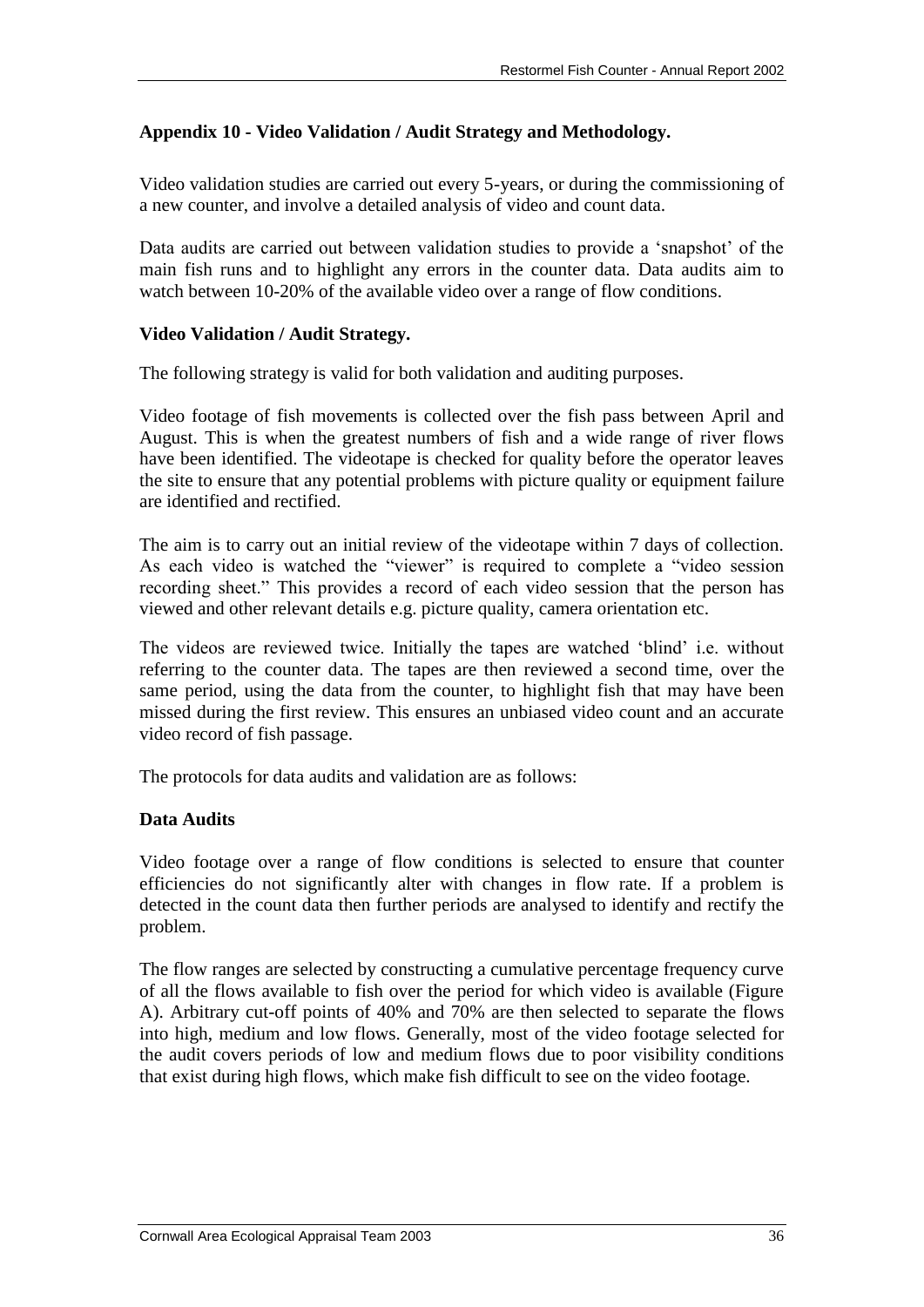## Appendix 10 - Video Validation / Audit Strategy and Methodology.

Video validation studies are carried out every 5-years, or during the commissioning of a new counter, and involve a detailed analysis of video and count data.

Data audits are carried out between validation studies to provide a 'snapshot' of the main fish runs and to highlight any errors in the counter data. Data audits aim to watch between 10-20% of the available video over a range of flow conditions.

### Video Validation / Audit Strategy.

The following strategy is valid for both validation and auditing purposes.

Video footage of fish movements is collected over the fish pass between April and August. This is when the greatest numbers of fish and a wide range of river flows have been identified. The videotape is checked for quality before the operator leaves the site to ensure that any potential problems with picture quality or equipment failure are identified and rectified.

The aim is to carry out an initial review of the videotape within 7 days of collection. As each video is watched the "viewer" is required to complete a "video session recording sheet." This provides a record of each video session that the person has viewed and other relevant details e.g. picture quality, camera orientation etc.

The videos are reviewed twice. Initially the tapes are watched 'blind' i.e. without referring to the counter data. The tapes are then reviewed a second time, over the same period, using the data from the counter, to highlight fish that may have been missed during the first review. This ensures an unbiased video count and an accurate video record of fish passage.

The protocols for data audits and validation are as follows:

### Data Audits

Video footage over a range of flow conditions is selected to ensure that counter efficiencies do not significantly alter with changes in flow rate. If a problem is detected in the count data then further periods are analysed to identify and rectify the problem.

The flow ranges are selected by constructing a cumulative percentage frequency curve of all the flows available to fish over the period for which video is available (Figure A). Arbitrary cut-off points of 40% and 70% are then selected to separate the flows into high, medium and low flows. Generally, most of the video footage selected for the audit covers periods of low and medium flows due to poor visibility conditions that exist during high flows, which make fish difficult to see on the video footage.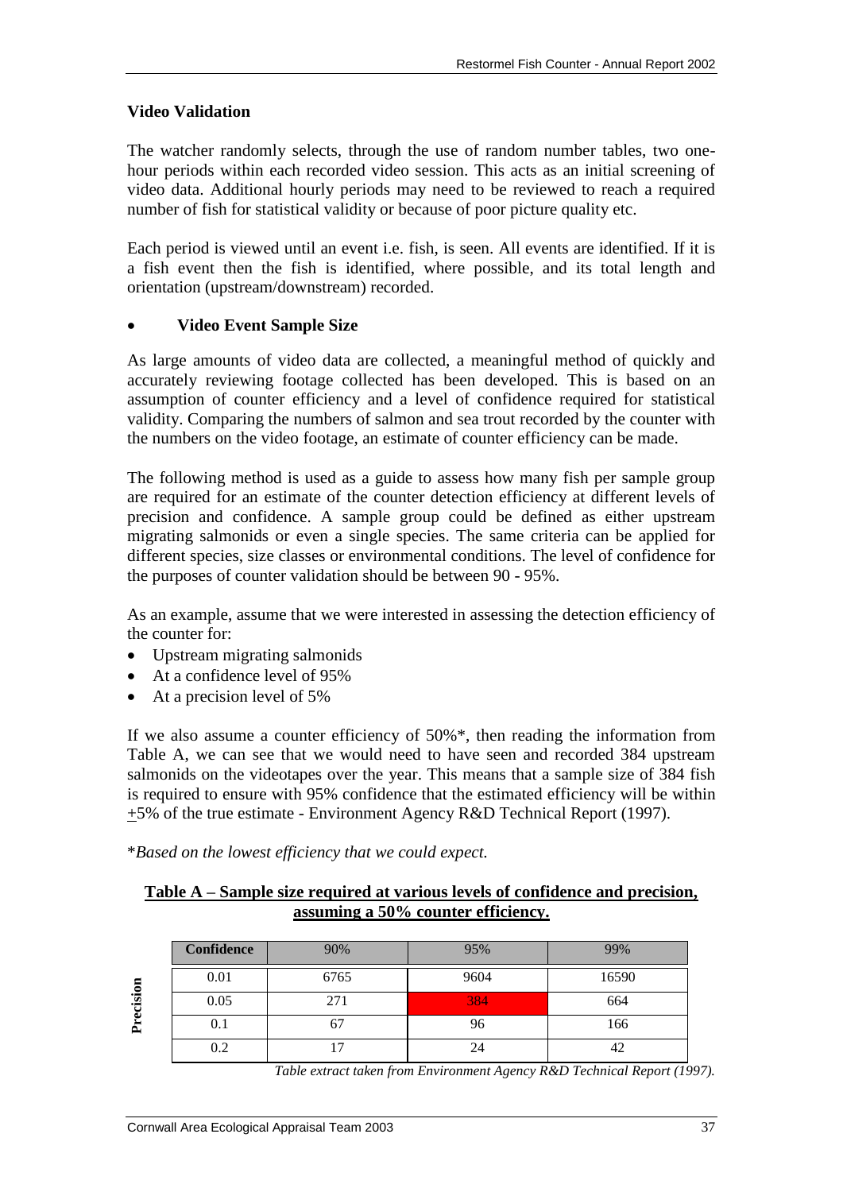## Video Validation

The watcher randomly selects, through the use of random number tables, two one-hour periods within each recorded video session. This acts as an initial screening of video data. Additional hourly periods may need to be reviewed to reach a required number of fish for statistical validity or because of poor picture quality etc.

Each period is viewed until an event i.e. fish, is seen. All events are identified. If it is a fish event then the fish is identified, where possible, and its total length and orientation (upstream/downstream) recorded.

- **Video Event Sample Size**

As large amounts of video data are collected, a meaningful method of quickly and accurately reviewing footage collected has been developed. This is based on an assumption of counter efficiency and a level of confidence required for statistical validity. Comparing the numbers of salmon and sea trout recorded by the counter with the numbers on the video footage, an estimate of counter efficiency can be made.

The following method is used as a guide to assess how many fish per sample group are required for an estimate of the counter detection efficiency at different levels of precision and confidence. A sample group could be defined as either upstream migrating salmonids or even a single species. The same criteria can be applied for different species, size classes or environmental conditions. The level of confidence for the purposes of counter validation should be between 90 - 95%.

As an example, assume that we were interested in assessing the detection efficiency of the counter for:

- Upstream migrating salmonids
- At a confidence level of 95%
- At a precision level of 5%

If we also assume a counter efficiency of 50%\*, then reading the information from Table A, we can see that we would need to have seen and recorded 384 upstream salmonids on the videotapes over the year. This means that a sample size of 384 fish is required to ensure with 95% confidence that the estimated efficiency will be within ±5% of the true estimate - Environment Agency R&D Technical Report (1997).

\**Based on the lowest efficiency that we could expect.*

**Table A – Sample size required at various levels of confidence and precision, assuming a 50% counter efficiency.**

| Precision | Confidence | 90% | 95% | 99% |
|---|---|---|---|---|
| | 0.01 | 6765 | 9604 | 16590 |
| | 0.05 | 271 | 384 | 664 |
| | 0.1 | 67 | 96 | 166 |
| | 0.2 | 17 | 24 | 42 |

*Table extract taken from Environment Agency R&D Technical Report (1997).*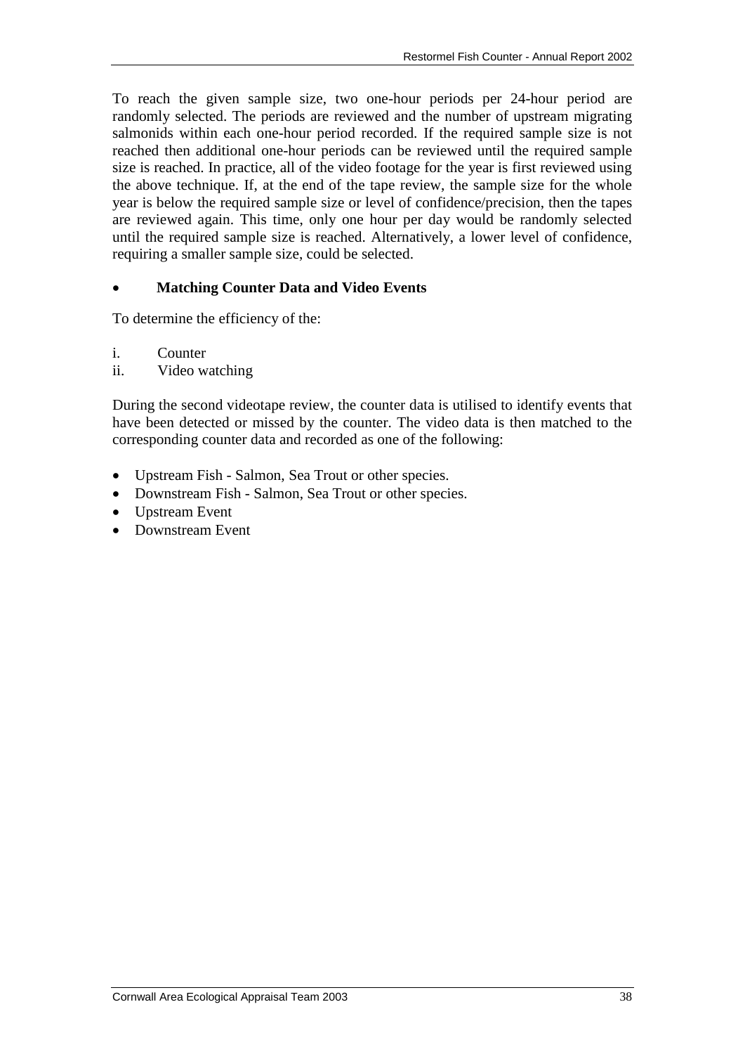To reach the given sample size, two one-hour periods per 24-hour period are randomly selected. The periods are reviewed and the number of upstream migrating salmonids within each one-hour period recorded. If the required sample size is not reached then additional one-hour periods can be reviewed until the required sample size is reached. In practice, all of the video footage for the year is first reviewed using the above technique. If, at the end of the tape review, the sample size for the whole year is below the required sample size or level of confidence/precision, then the tapes are reviewed again. This time, only one hour per day would be randomly selected until the required sample size is reached. Alternatively, a lower level of confidence, requiring a smaller sample size, could be selected.

- **Matching Counter Data and Video Events**

To determine the efficiency of the:

i. Counter
ii. Video watching

During the second videotape review, the counter data is utilised to identify events that have been detected or missed by the counter. The video data is then matched to the corresponding counter data and recorded as one of the following:

- Upstream Fish - Salmon, Sea Trout or other species.
- Downstream Fish - Salmon, Sea Trout or other species.
- Upstream Event
- Downstream Event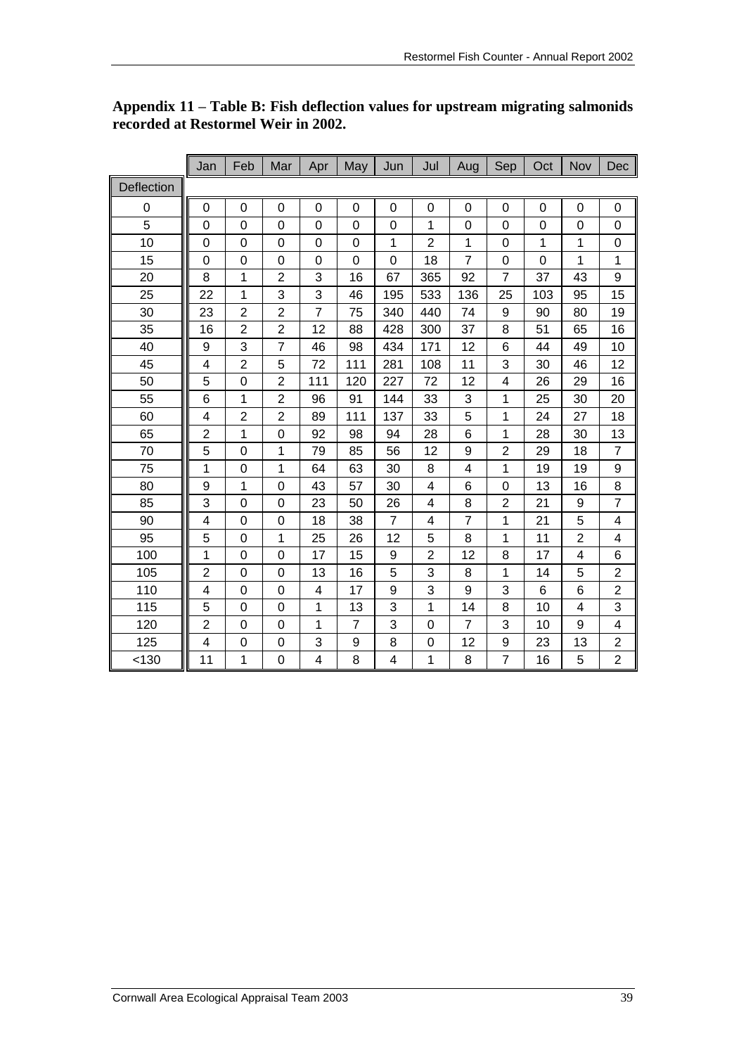**Appendix 11 – Table B: Fish deflection values for upstream migrating salmonids recorded at Restormel Weir in 2002.**

| Deflection | Jan | Feb | Mar | Apr | May | Jun | Jul | Aug | Sep | Oct | Nov | Dec |
|---|---|---|---|---|---|---|---|---|---|---|---|---|
| 0 | 0 | 0 | 0 | 0 | 0 | 0 | 0 | 0 | 0 | 0 | 0 | 0 |
| 5 | 0 | 0 | 0 | 0 | 0 | 0 | 1 | 0 | 0 | 0 | 0 | 0 |
| 10 | 0 | 0 | 0 | 0 | 0 | 1 | 2 | 1 | 0 | 1 | 1 | 0 |
| 15 | 0 | 0 | 0 | 0 | 0 | 0 | 18 | 7 | 0 | 0 | 1 | 1 |
| 20 | 8 | 1 | 2 | 3 | 16 | 67 | 365 | 92 | 7 | 37 | 43 | 9 |
| 25 | 22 | 1 | 3 | 3 | 46 | 195 | 533 | 136 | 25 | 103 | 95 | 15 |
| 30 | 23 | 2 | 2 | 7 | 75 | 340 | 440 | 74 | 9 | 90 | 80 | 19 |
| 35 | 16 | 2 | 2 | 12 | 88 | 428 | 300 | 37 | 8 | 51 | 65 | 16 |
| 40 | 9 | 3 | 7 | 46 | 98 | 434 | 171 | 12 | 6 | 44 | 49 | 10 |
| 45 | 4 | 2 | 5 | 72 | 111 | 281 | 108 | 11 | 3 | 30 | 46 | 12 |
| 50 | 5 | 0 | 2 | 111 | 120 | 227 | 72 | 12 | 4 | 26 | 29 | 16 |
| 55 | 6 | 1 | 2 | 96 | 91 | 144 | 33 | 3 | 1 | 25 | 30 | 20 |
| 60 | 4 | 2 | 2 | 89 | 111 | 137 | 33 | 5 | 1 | 24 | 27 | 18 |
| 65 | 2 | 1 | 0 | 92 | 98 | 94 | 28 | 6 | 1 | 28 | 30 | 13 |
| 70 | 5 | 0 | 1 | 79 | 85 | 56 | 12 | 9 | 2 | 29 | 18 | 7 |
| 75 | 1 | 0 | 1 | 64 | 63 | 30 | 8 | 4 | 1 | 19 | 19 | 9 |
| 80 | 9 | 1 | 0 | 43 | 57 | 30 | 4 | 6 | 0 | 13 | 16 | 8 |
| 85 | 3 | 0 | 0 | 23 | 50 | 26 | 4 | 8 | 2 | 21 | 9 | 7 |
| 90 | 4 | 0 | 0 | 18 | 38 | 7 | 4 | 7 | 1 | 21 | 5 | 4 |
| 95 | 5 | 0 | 1 | 25 | 26 | 12 | 5 | 8 | 1 | 11 | 2 | 4 |
| 100 | 1 | 0 | 0 | 17 | 15 | 9 | 2 | 12 | 8 | 17 | 4 | 6 |
| 105 | 2 | 0 | 0 | 13 | 16 | 5 | 3 | 8 | 1 | 14 | 5 | 2 |
| 110 | 4 | 0 | 0 | 4 | 17 | 9 | 3 | 9 | 3 | 6 | 6 | 2 |
| 115 | 5 | 0 | 0 | 1 | 13 | 3 | 1 | 14 | 8 | 10 | 4 | 3 |
| 120 | 2 | 0 | 0 | 1 | 7 | 3 | 0 | 7 | 3 | 10 | 9 | 4 |
| 125 | 4 | 0 | 0 | 3 | 9 | 8 | 0 | 12 | 9 | 23 | 13 | 2 |
| <130 | 11 | 1 | 0 | 4 | 8 | 4 | 1 | 8 | 7 | 16 | 5 | 2 |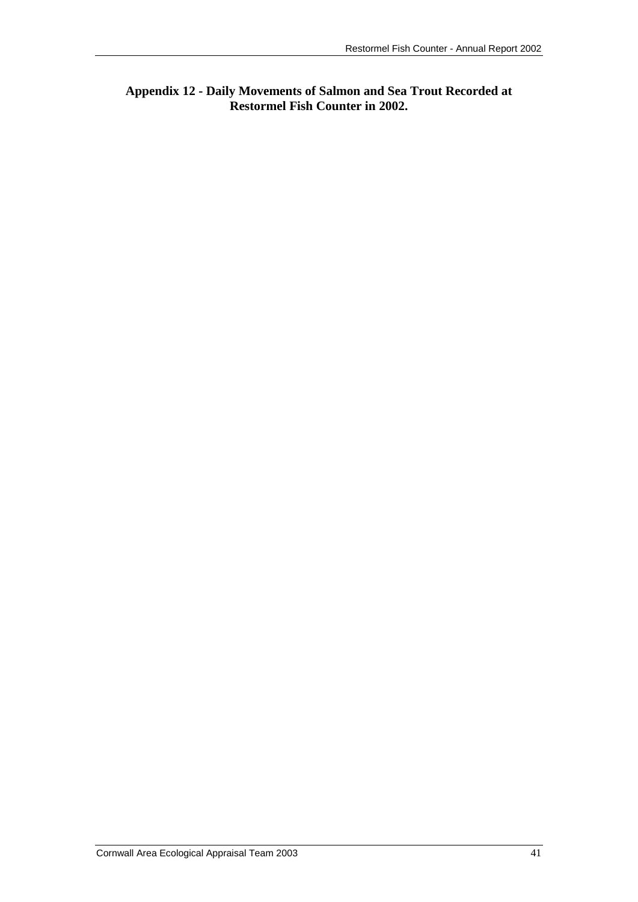**Appendix 12 - Daily Movements of Salmon and Sea Trout Recorded at Restormel Fish Counter in 2002.**